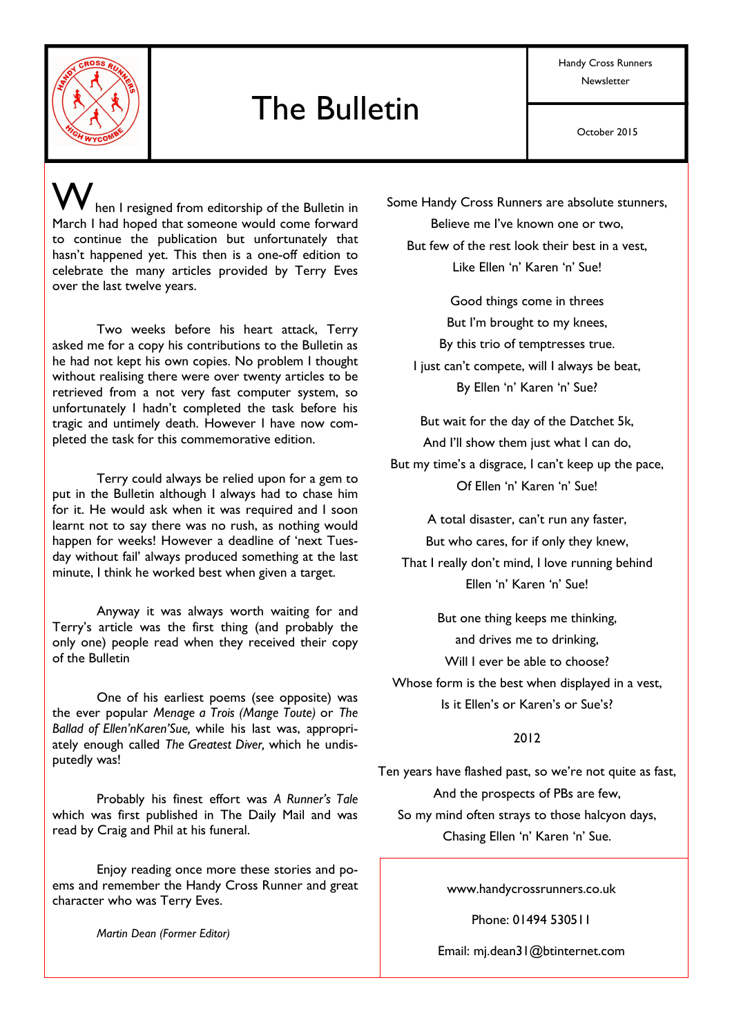# The Bulletin

Handy Cross Runners Newsletter

October 2015

When I resigned from editorship of the Bulletin in March I had hoped that someone would come forward to continue the publication but unfortunately that hasn't happened yet. This then is a one-off edition to celebrate the many articles provided by Terry Eves over the last twelve years.

Two weeks before his heart attack, Terry asked me for a copy his contributions to the Bulletin as he had not kept his own copies. No problem I thought without realising there were over twenty articles to be retrieved from a not very fast computer system, so unfortunately I hadn't completed the task before his tragic and untimely death. However I have now completed the task for this commemorative edition.

Terry could always be relied upon for a gem to put in the Bulletin although I always had to chase him for it. He would ask when it was required and I soon learnt not to say there was no rush, as nothing would happen for weeks! However a deadline of 'next Tuesday without fail' always produced something at the last minute, I think he worked best when given a target.

Anyway it was always worth waiting for and Terry's article was the first thing (and probably the only one) people read when they received their copy of the Bulletin

One of his earliest poems (see opposite) was the ever popular *Menage a Trois (Mange Toute)* or *The Ballad of Ellen'nKaren'Sue,* while his last was, appropriately enough called *The Greatest Diver,* which he undisputedly was!

Probably his finest effort was *A Runner's Tale* which was first published in The Daily Mail and was read by Craig and Phil at his funeral.

Enjoy reading once more these stories and poems and remember the Handy Cross Runner and great character who was Terry Eves.

*Martin Dean (Former Editor)*

Some Handy Cross Runners are absolute stunners,  
Believe me I've known one or two,  
But few of the rest look their best in a vest,  
Like Ellen 'n' Karen 'n' Sue!

Good things come in threes  
But I'm brought to my knees,  
By this trio of temptresses true.  
I just can't compete, will I always be beat,  
By Ellen 'n' Karen 'n' Sue?

But wait for the day of the Datchet 5k,  
And I'll show them just what I can do,  
But my time's a disgrace, I can't keep up the pace,  
Of Ellen 'n' Karen 'n' Sue!

A total disaster, can't run any faster,  
But who cares, for if only they knew,  
That I really don't mind, I love running behind  
Ellen 'n' Karen 'n' Sue!

But one thing keeps me thinking,  
and drives me to drinking,  
Will I ever be able to choose?  
Whose form is the best when displayed in a vest,  
Is it Ellen's or Karen's or Sue's?

2012

Ten years have flashed past, so we're not quite as fast,  
And the prospects of PBs are few,  
So my mind often strays to those halcyon days,  
Chasing Ellen 'n' Karen 'n' Sue.

www.handycrossrunners.co.uk

Phone: 01494 530511

Email: mj.dean31@btinternet.com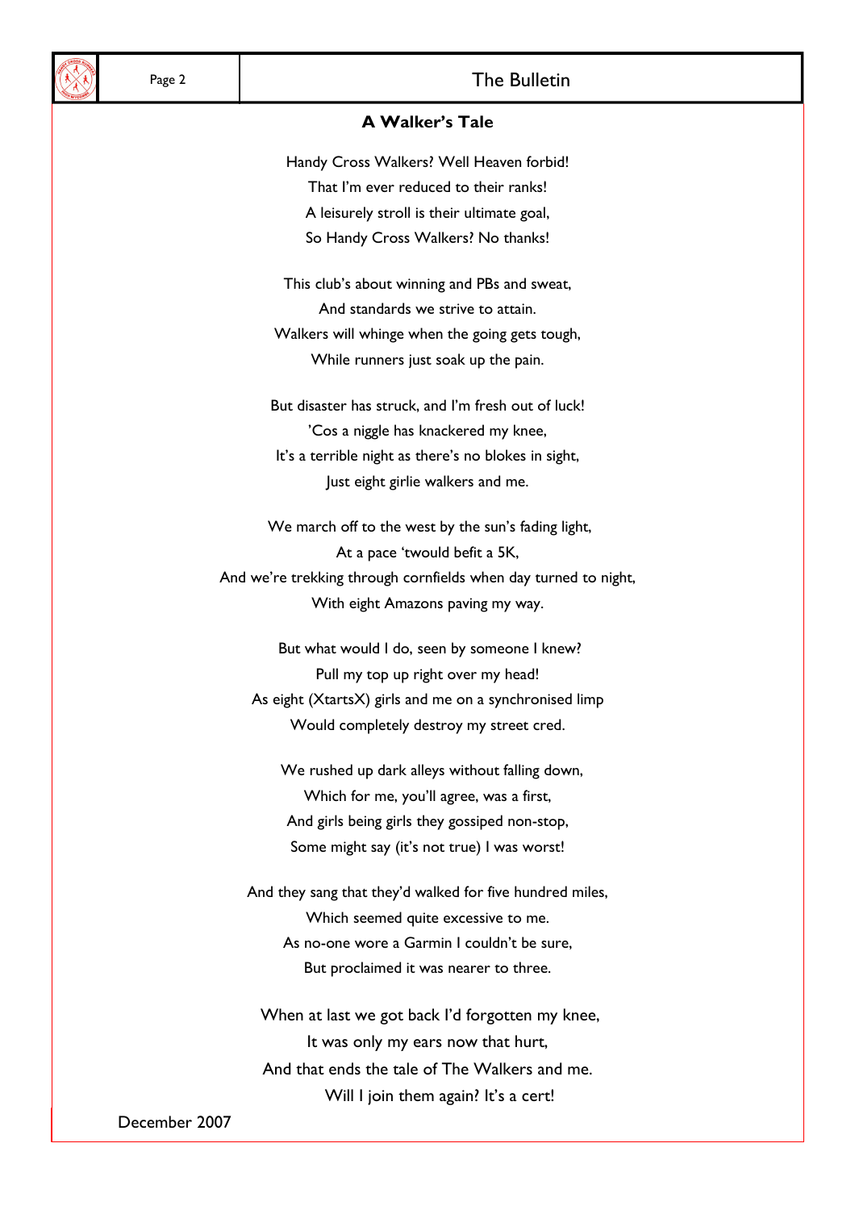## A Walker's Tale

Handy Cross Walkers? Well Heaven forbid!
That I'm ever reduced to their ranks!
A leisurely stroll is their ultimate goal,
So Handy Cross Walkers? No thanks!

This club's about winning and PBs and sweat,
And standards we strive to attain.
Walkers will whinge when the going gets tough,
While runners just soak up the pain.

But disaster has struck, and I'm fresh out of luck!
'Cos a niggle has knackered my knee,
It's a terrible night as there's no blokes in sight,
Just eight girlie walkers and me.

We march off to the west by the sun's fading light,
At a pace 'twould befit a 5K,
And we're trekking through cornfields when day turned to night,
With eight Amazons paving my way.

But what would I do, seen by someone I knew?
Pull my top up right over my head!
As eight (XtartsX) girls and me on a synchronised limp
Would completely destroy my street cred.

We rushed up dark alleys without falling down,
Which for me, you'll agree, was a first,
And girls being girls they gossiped non-stop,
Some might say (it's not true) I was worst!

And they sang that they'd walked for five hundred miles,
Which seemed quite excessive to me.
As no-one wore a Garmin I couldn't be sure,
But proclaimed it was nearer to three.

When at last we got back I'd forgotten my knee,
It was only my ears now that hurt,
And that ends the tale of The Walkers and me.
Will I join them again? It's a cert!

December 2007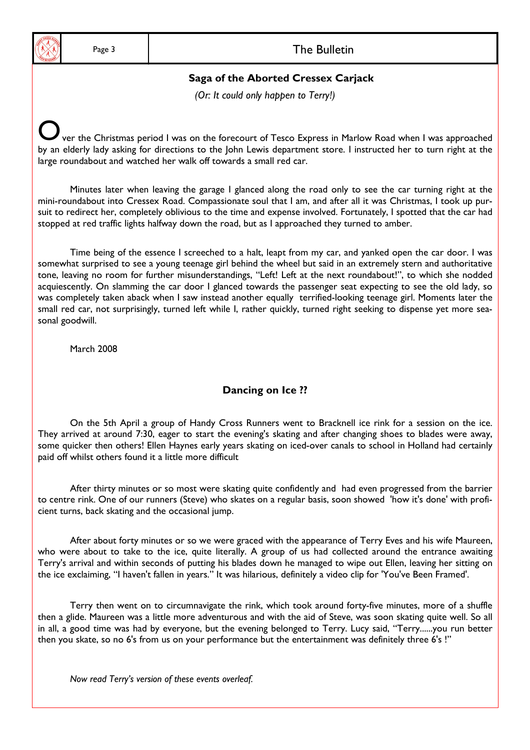## Saga of the Aborted Cressex Carjack

*(Or: It could only happen to Terry!)*

Over the Christmas period I was on the forecourt of Tesco Express in Marlow Road when I was approached by an elderly lady asking for directions to the John Lewis department store. I instructed her to turn right at the large roundabout and watched her walk off towards a small red car.

Minutes later when leaving the garage I glanced along the road only to see the car turning right at the mini-roundabout into Cressex Road. Compassionate soul that I am, and after all it was Christmas, I took up pursuit to redirect her, completely oblivious to the time and expense involved. Fortunately, I spotted that the car had stopped at red traffic lights halfway down the road, but as I approached they turned to amber.

Time being of the essence I screeched to a halt, leapt from my car, and yanked open the car door. I was somewhat surprised to see a young teenage girl behind the wheel but said in an extremely stern and authoritative tone, leaving no room for further misunderstandings, "Left! Left at the next roundabout!", to which she nodded acquiescently. On slamming the car door I glanced towards the passenger seat expecting to see the old lady, so was completely taken aback when I saw instead another equally terrified-looking teenage girl. Moments later the small red car, not surprisingly, turned left while I, rather quickly, turned right seeking to dispense yet more seasonal goodwill.

March 2008

## Dancing on Ice ??

On the 5th April a group of Handy Cross Runners went to Bracknell ice rink for a session on the ice. They arrived at around 7:30, eager to start the evening's skating and after changing shoes to blades were away, some quicker then others! Ellen Haynes early years skating on iced-over canals to school in Holland had certainly paid off whilst others found it a little more difficult

After thirty minutes or so most were skating quite confidently and had even progressed from the barrier to centre rink. One of our runners (Steve) who skates on a regular basis, soon showed 'how it's done' with proficient turns, back skating and the occasional jump.

After about forty minutes or so we were graced with the appearance of Terry Eves and his wife Maureen, who were about to take to the ice, quite literally. A group of us had collected around the entrance awaiting Terry's arrival and within seconds of putting his blades down he managed to wipe out Ellen, leaving her sitting on the ice exclaiming, "I haven't fallen in years." It was hilarious, definitely a video clip for 'You've Been Framed'.

Terry then went on to circumnavigate the rink, which took around forty-five minutes, more of a shuffle then a glide. Maureen was a little more adventurous and with the aid of Steve, was soon skating quite well. So all in all, a good time was had by everyone, but the evening belonged to Terry. Lucy said, "Terry......you run better then you skate, so no 6's from us on your performance but the entertainment was definitely three 6's !"

*Now read Terry's version of these events overleaf.*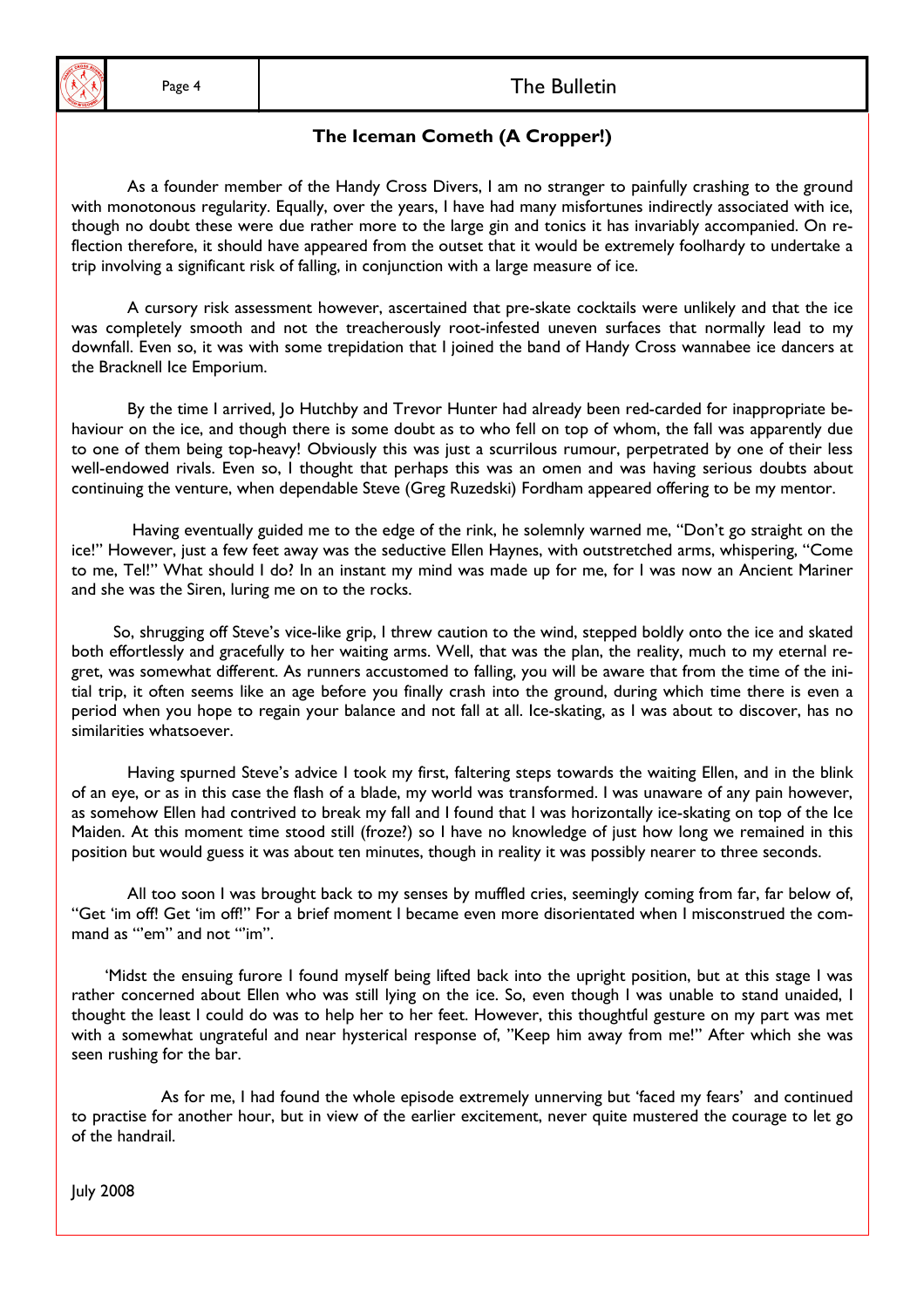## The Iceman Cometh (A Cropper!)

As a founder member of the Handy Cross Divers, I am no stranger to painfully crashing to the ground with monotonous regularity. Equally, over the years, I have had many misfortunes indirectly associated with ice, though no doubt these were due rather more to the large gin and tonics it has invariably accompanied. On reflection therefore, it should have appeared from the outset that it would be extremely foolhardy to undertake a trip involving a significant risk of falling, in conjunction with a large measure of ice.

A cursory risk assessment however, ascertained that pre-skate cocktails were unlikely and that the ice was completely smooth and not the treacherously root-infested uneven surfaces that normally lead to my downfall. Even so, it was with some trepidation that I joined the band of Handy Cross wannabee ice dancers at the Bracknell Ice Emporium.

By the time I arrived, Jo Hutchby and Trevor Hunter had already been red-carded for inappropriate behaviour on the ice, and though there is some doubt as to who fell on top of whom, the fall was apparently due to one of them being top-heavy! Obviously this was just a scurrilous rumour, perpetrated by one of their less well-endowed rivals. Even so, I thought that perhaps this was an omen and was having serious doubts about continuing the venture, when dependable Steve (Greg Ruzedski) Fordham appeared offering to be my mentor.

Having eventually guided me to the edge of the rink, he solemnly warned me, "Don't go straight on the ice!" However, just a few feet away was the seductive Ellen Haynes, with outstretched arms, whispering, "Come to me, Tel!" What should I do? In an instant my mind was made up for me, for I was now an Ancient Mariner and she was the Siren, luring me on to the rocks.

So, shrugging off Steve's vice-like grip, I threw caution to the wind, stepped boldly onto the ice and skated both effortlessly and gracefully to her waiting arms. Well, that was the plan, the reality, much to my eternal regret, was somewhat different. As runners accustomed to falling, you will be aware that from the time of the initial trip, it often seems like an age before you finally crash into the ground, during which time there is even a period when you hope to regain your balance and not fall at all. Ice-skating, as I was about to discover, has no similarities whatsoever.

Having spurned Steve's advice I took my first, faltering steps towards the waiting Ellen, and in the blink of an eye, or as in this case the flash of a blade, my world was transformed. I was unaware of any pain however, as somehow Ellen had contrived to break my fall and I found that I was horizontally ice-skating on top of the Ice Maiden. At this moment time stood still (froze?) so I have no knowledge of just how long we remained in this position but would guess it was about ten minutes, though in reality it was possibly nearer to three seconds.

All too soon I was brought back to my senses by muffled cries, seemingly coming from far, far below of, "Get 'im off! Get 'im off!" For a brief moment I became even more disorientated when I misconstrued the command as "'em" and not "'im".

'Midst the ensuing furore I found myself being lifted back into the upright position, but at this stage I was rather concerned about Ellen who was still lying on the ice. So, even though I was unable to stand unaided, I thought the least I could do was to help her to her feet. However, this thoughtful gesture on my part was met with a somewhat ungrateful and near hysterical response of, "Keep him away from me!" After which she was seen rushing for the bar.

As for me, I had found the whole episode extremely unnerving but 'faced my fears' and continued to practise for another hour, but in view of the earlier excitement, never quite mustered the courage to let go of the handrail.

July 2008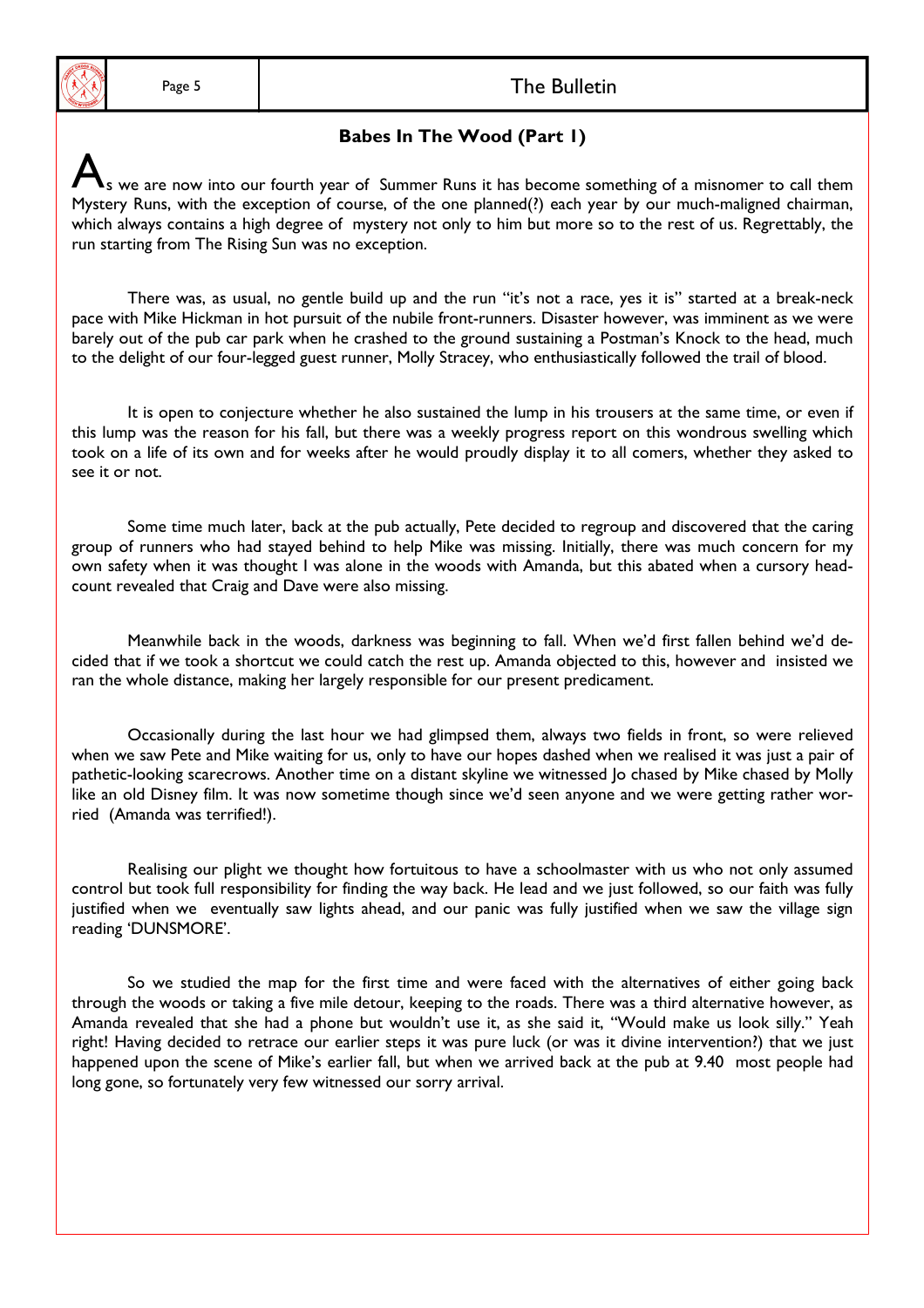## Babes In The Wood (Part 1)

As we are now into our fourth year of Summer Runs it has become something of a misnomer to call them Mystery Runs, with the exception of course, of the one planned(?) each year by our much-maligned chairman, which always contains a high degree of mystery not only to him but more so to the rest of us. Regrettably, the run starting from The Rising Sun was no exception.

There was, as usual, no gentle build up and the run "it's not a race, yes it is" started at a break-neck pace with Mike Hickman in hot pursuit of the nubile front-runners. Disaster however, was imminent as we were barely out of the pub car park when he crashed to the ground sustaining a Postman's Knock to the head, much to the delight of our four-legged guest runner, Molly Stracey, who enthusiastically followed the trail of blood.

It is open to conjecture whether he also sustained the lump in his trousers at the same time, or even if this lump was the reason for his fall, but there was a weekly progress report on this wondrous swelling which took on a life of its own and for weeks after he would proudly display it to all comers, whether they asked to see it or not.

Some time much later, back at the pub actually, Pete decided to regroup and discovered that the caring group of runners who had stayed behind to help Mike was missing. Initially, there was much concern for my own safety when it was thought I was alone in the woods with Amanda, but this abated when a cursory head-count revealed that Craig and Dave were also missing.

Meanwhile back in the woods, darkness was beginning to fall. When we'd first fallen behind we'd decided that if we took a shortcut we could catch the rest up. Amanda objected to this, however and insisted we ran the whole distance, making her largely responsible for our present predicament.

Occasionally during the last hour we had glimpsed them, always two fields in front, so were relieved when we saw Pete and Mike waiting for us, only to have our hopes dashed when we realised it was just a pair of pathetic-looking scarecrows. Another time on a distant skyline we witnessed Jo chased by Mike chased by Molly like an old Disney film. It was now sometime though since we'd seen anyone and we were getting rather worried (Amanda was terrified!).

Realising our plight we thought how fortuitous to have a schoolmaster with us who not only assumed control but took full responsibility for finding the way back. He lead and we just followed, so our faith was fully justified when we eventually saw lights ahead, and our panic was fully justified when we saw the village sign reading 'DUNSMORE'.

So we studied the map for the first time and were faced with the alternatives of either going back through the woods or taking a five mile detour, keeping to the roads. There was a third alternative however, as Amanda revealed that she had a phone but wouldn't use it, as she said it, "Would make us look silly." Yeah right! Having decided to retrace our earlier steps it was pure luck (or was it divine intervention?) that we just happened upon the scene of Mike's earlier fall, but when we arrived back at the pub at 9.40 most people had long gone, so fortunately very few witnessed our sorry arrival.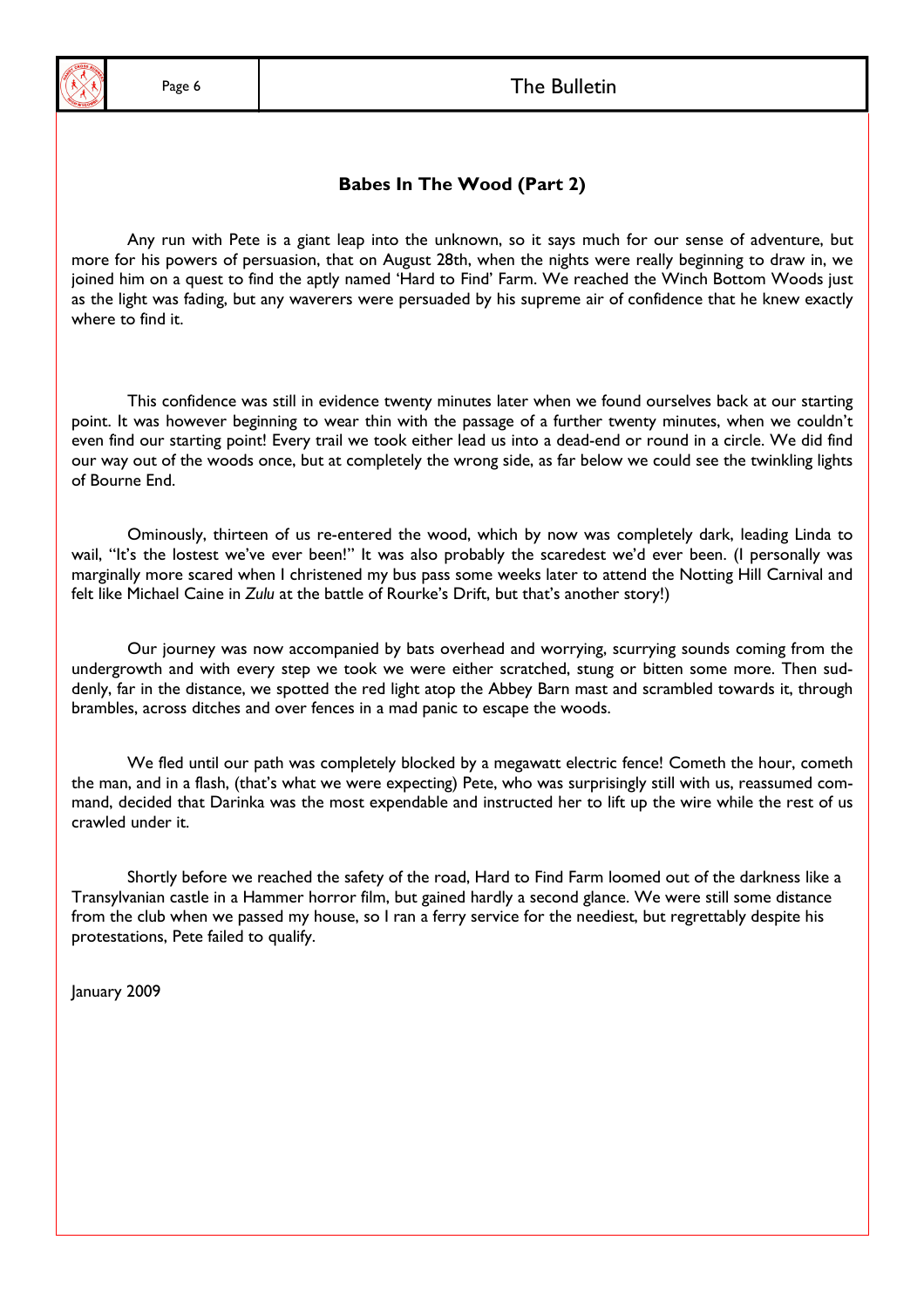## Babes In The Wood (Part 2)

Any run with Pete is a giant leap into the unknown, so it says much for our sense of adventure, but more for his powers of persuasion, that on August 28th, when the nights were really beginning to draw in, we joined him on a quest to find the aptly named 'Hard to Find' Farm. We reached the Winch Bottom Woods just as the light was fading, but any waverers were persuaded by his supreme air of confidence that he knew exactly where to find it.

This confidence was still in evidence twenty minutes later when we found ourselves back at our starting point. It was however beginning to wear thin with the passage of a further twenty minutes, when we couldn't even find our starting point! Every trail we took either lead us into a dead-end or round in a circle. We did find our way out of the woods once, but at completely the wrong side, as far below we could see the twinkling lights of Bourne End.

Ominously, thirteen of us re-entered the wood, which by now was completely dark, leading Linda to wail, "It's the lostest we've ever been!" It was also probably the saredest we'd ever been. (I personally was marginally more scared when I christened my bus pass some weeks later to attend the Notting Hill Carnival and felt like Michael Caine in *Zulu* at the battle of Rourke's Drift, but that's another story!)

Our journey was now accompanied by bats overhead and worrying, scurrying sounds coming from the undergrowth and with every step we took we were either scratched, stung or bitten some more. Then suddenly, far in the distance, we spotted the red light atop the Abbey Barn mast and scrambled towards it, through brambles, across ditches and over fences in a mad panic to escape the woods.

We fled until our path was completely blocked by a megawatt electric fence! Cometh the hour, cometh the man, and in a flash, (that's what we were expecting) Pete, who was surprisingly still with us, reassumed command, decided that Darinka was the most expendable and instructed her to lift up the wire while the rest of us crawled under it.

Shortly before we reached the safety of the road, Hard to Find Farm loomed out of the darkness like a Transylvanian castle in a Hammer horror film, but gained hardly a second glance. We were still some distance from the club when we passed my house, so I ran a ferry service for the neediest, but regrettably despite his protestations, Pete failed to qualify.

January 2009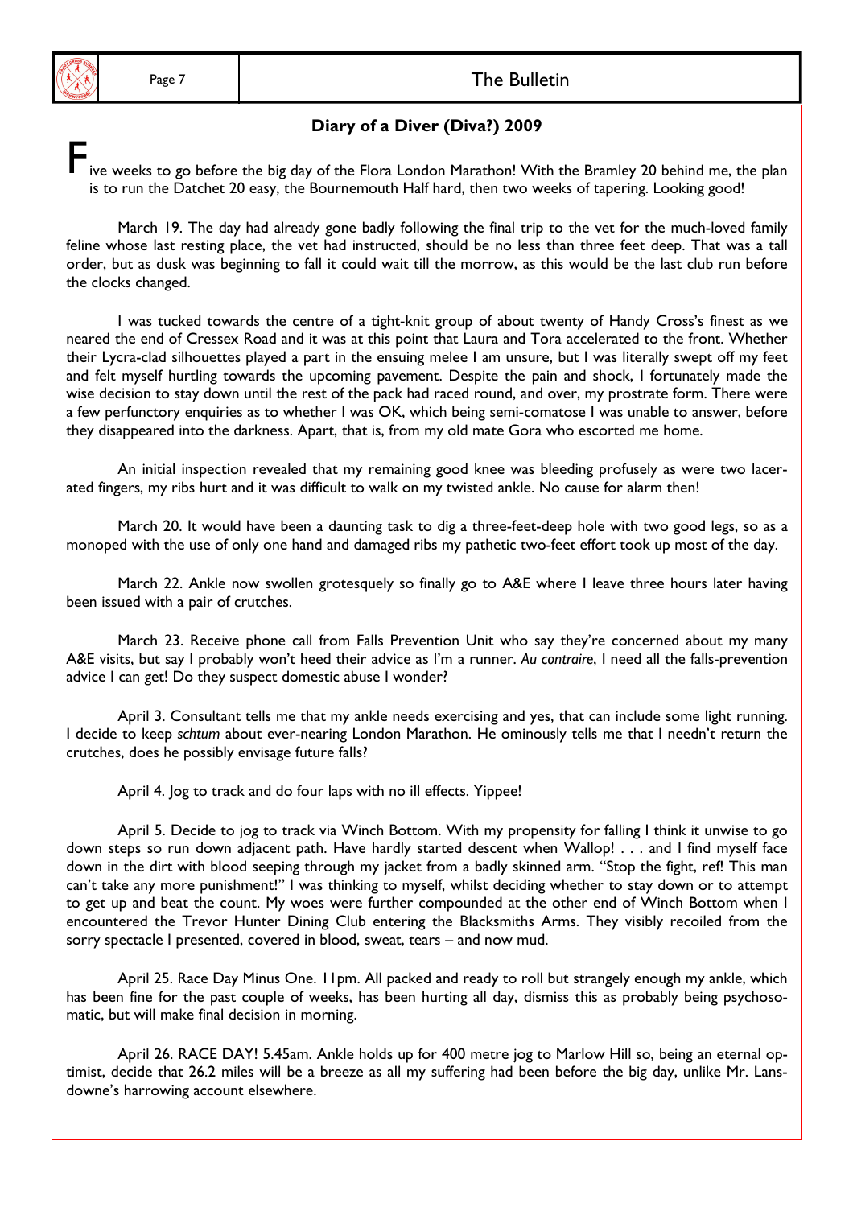## Diary of a Diver (Diva?) 2009

Five weeks to go before the big day of the Flora London Marathon! With the Bramley 20 behind me, the plan is to run the Datchet 20 easy, the Bournemouth Half hard, then two weeks of tapering. Looking good!

March 19. The day had already gone badly following the final trip to the vet for the much-loved family feline whose last resting place, the vet had instructed, should be no less than three feet deep. That was a tall order, but as dusk was beginning to fall it could wait till the morrow, as this would be the last club run before the clocks changed.

I was tucked towards the centre of a tight-knit group of about twenty of Handy Cross's finest as we neared the end of Cressex Road and it was at this point that Laura and Tora accelerated to the front. Whether their Lycra-clad silhouettes played a part in the ensuing melee I am unsure, but I was literally swept off my feet and felt myself hurtling towards the upcoming pavement. Despite the pain and shock, I fortunately made the wise decision to stay down until the rest of the pack had raced round, and over, my prostrate form. There were a few perfunctory enquiries as to whether I was OK, which being semi-comatose I was unable to answer, before they disappeared into the darkness. Apart, that is, from my old mate Gora who escorted me home.

An initial inspection revealed that my remaining good knee was bleeding profusely as were two lacerated fingers, my ribs hurt and it was difficult to walk on my twisted ankle. No cause for alarm then!

March 20. It would have been a daunting task to dig a three-feet-deep hole with two good legs, so as a monoped with the use of only one hand and damaged ribs my pathetic two-feet effort took up most of the day.

March 22. Ankle now swollen grotesquely so finally go to A&E where I leave three hours later having been issued with a pair of crutches.

March 23. Receive phone call from Falls Prevention Unit who say they're concerned about my many A&E visits, but say I probably won't heed their advice as I'm a runner. *Au contraire*, I need all the falls-prevention advice I can get! Do they suspect domestic abuse I wonder?

April 3. Consultant tells me that my ankle needs exercising and yes, that can include some light running. I decide to keep *schtum* about ever-nearing London Marathon. He ominously tells me that I needn't return the crutches, does he possibly envisage future falls?

April 4. Jog to track and do four laps with no ill effects. Yippee!

April 5. Decide to jog to track via Winch Bottom. With my propensity for falling I think it unwise to go down steps so run down adjacent path. Have hardly started descent when Wallop! . . . and I find myself face down in the dirt with blood seeping through my jacket from a badly skinned arm. "Stop the fight, ref! This man can't take any more punishment!" I was thinking to myself, whilst deciding whether to stay down or to attempt to get up and beat the count. My woes were further compounded at the other end of Winch Bottom when I encountered the Trevor Hunter Dining Club entering the Blacksmiths Arms. They visibly recoiled from the sorry spectacle I presented, covered in blood, sweat, tears – and now mud.

April 25. Race Day Minus One. 11pm. All packed and ready to roll but strangely enough my ankle, which has been fine for the past couple of weeks, has been hurting all day, dismiss this as probably being psychosomatic, but will make final decision in morning.

April 26. RACE DAY! 5.45am. Ankle holds up for 400 metre jog to Marlow Hill so, being an eternal optimist, decide that 26.2 miles will be a breeze as all my suffering had been before the big day, unlike Mr. Lansdowne's harrowing account elsewhere.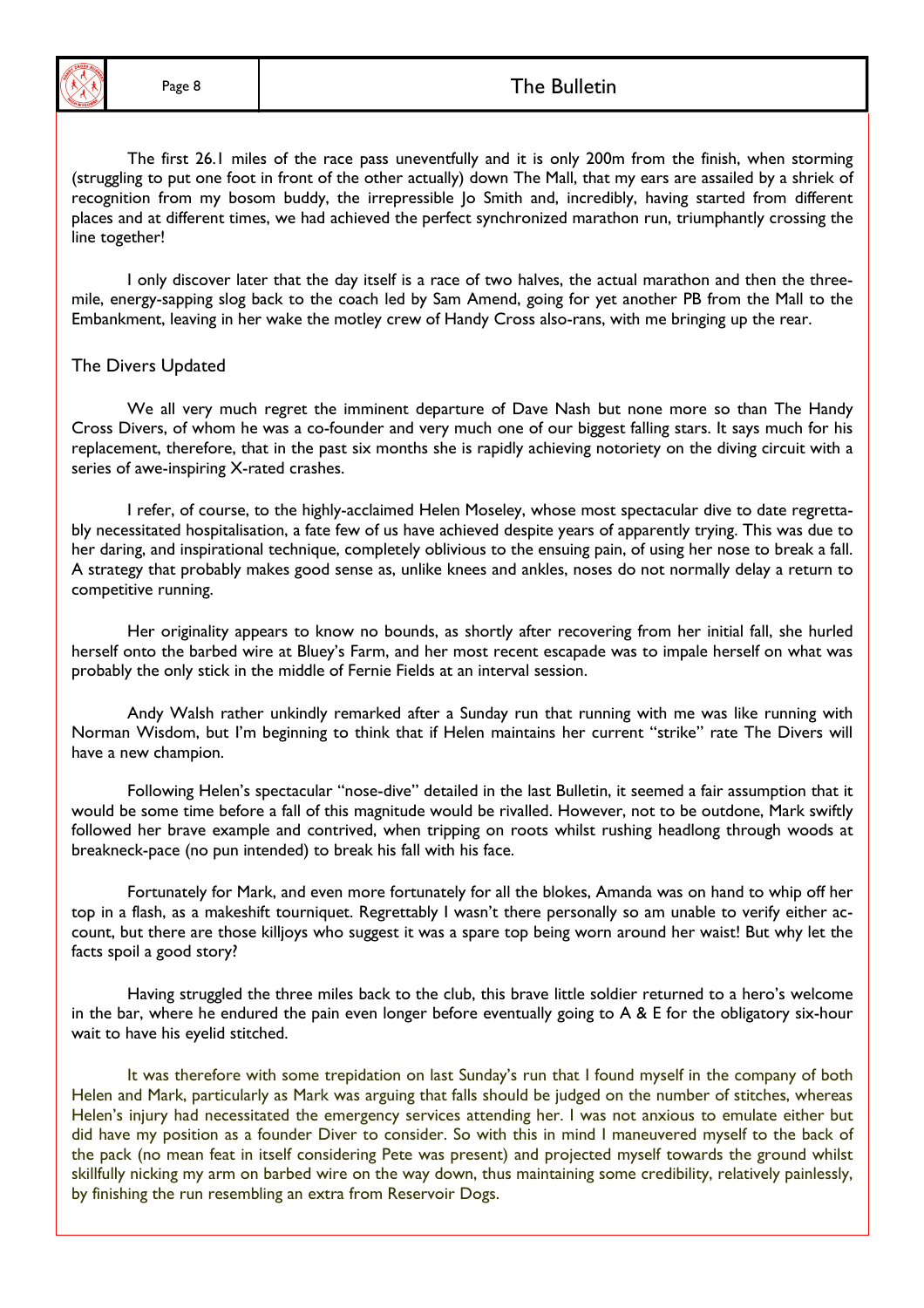The first 26.1 miles of the race pass uneventfully and it is only 200m from the finish, when storming (struggling to put one foot in front of the other actually) down The Mall, that my ears are assailed by a shriek of recognition from my bosom buddy, the irrepressible Jo Smith and, incredibly, having started from different places and at different times, we had achieved the perfect synchronized marathon run, triumphantly crossing the line together!

I only discover later that the day itself is a race of two halves, the actual marathon and then the three-mile, energy-sapping slog back to the coach led by Sam Amend, going for yet another PB from the Mall to the Embankment, leaving in her wake the motley crew of Handy Cross also-rans, with me bringing up the rear.

## The Divers Updated

We all very much regret the imminent departure of Dave Nash but none more so than The Handy Cross Divers, of whom he was a co-founder and very much one of our biggest falling stars. It says much for his replacement, therefore, that in the past six months she is rapidly achieving notoriety on the diving circuit with a series of awe-inspiring X-rated crashes.

I refer, of course, to the highly-acclaimed Helen Moseley, whose most spectacular dive to date regrettably necessitated hospitalisation, a fate few of us have achieved despite years of apparently trying. This was due to her daring, and inspirational technique, completely oblivious to the ensuing pain, of using her nose to break a fall. A strategy that probably makes good sense as, unlike knees and ankles, noses do not normally delay a return to competitive running.

Her originality appears to know no bounds, as shortly after recovering from her initial fall, she hurled herself onto the barbed wire at Bluey's Farm, and her most recent escapade was to impale herself on what was probably the only stick in the middle of Fernie Fields at an interval session.

Andy Walsh rather unkindly remarked after a Sunday run that running with me was like running with Norman Wisdom, but I'm beginning to think that if Helen maintains her current "strike" rate The Divers will have a new champion.

Following Helen's spectacular "nose-dive" detailed in the last Bulletin, it seemed a fair assumption that it would be some time before a fall of this magnitude would be rivalled. However, not to be outdone, Mark swiftly followed her brave example and contrived, when tripping on roots whilst rushing headlong through woods at breakneck-pace (no pun intended) to break his fall with his face.

Fortunately for Mark, and even more fortunately for all the blokes, Amanda was on hand to whip off her top in a flash, as a makeshift tourniquet. Regrettably I wasn't there personally so am unable to verify either account, but there are those killjoys who suggest it was a spare top being worn around her waist! But why let the facts spoil a good story?

Having struggled the three miles back to the club, this brave little soldier returned to a hero's welcome in the bar, where he endured the pain even longer before eventually going to A & E for the obligatory six-hour wait to have his eyelid stitched.

It was therefore with some trepidation on last Sunday's run that I found myself in the company of both Helen and Mark, particularly as Mark was arguing that falls should be judged on the number of stitches, whereas Helen's injury had necessitated the emergency services attending her. I was not anxious to emulate either but did have my position as a founder Diver to consider. So with this in mind I maneuvered myself to the back of the pack (no mean feat in itself considering Pete was present) and projected myself towards the ground whilst skillfully nicking my arm on barbed wire on the way down, thus maintaining some credibility, relatively painlessly, by finishing the run resembling an extra from Reservoir Dogs.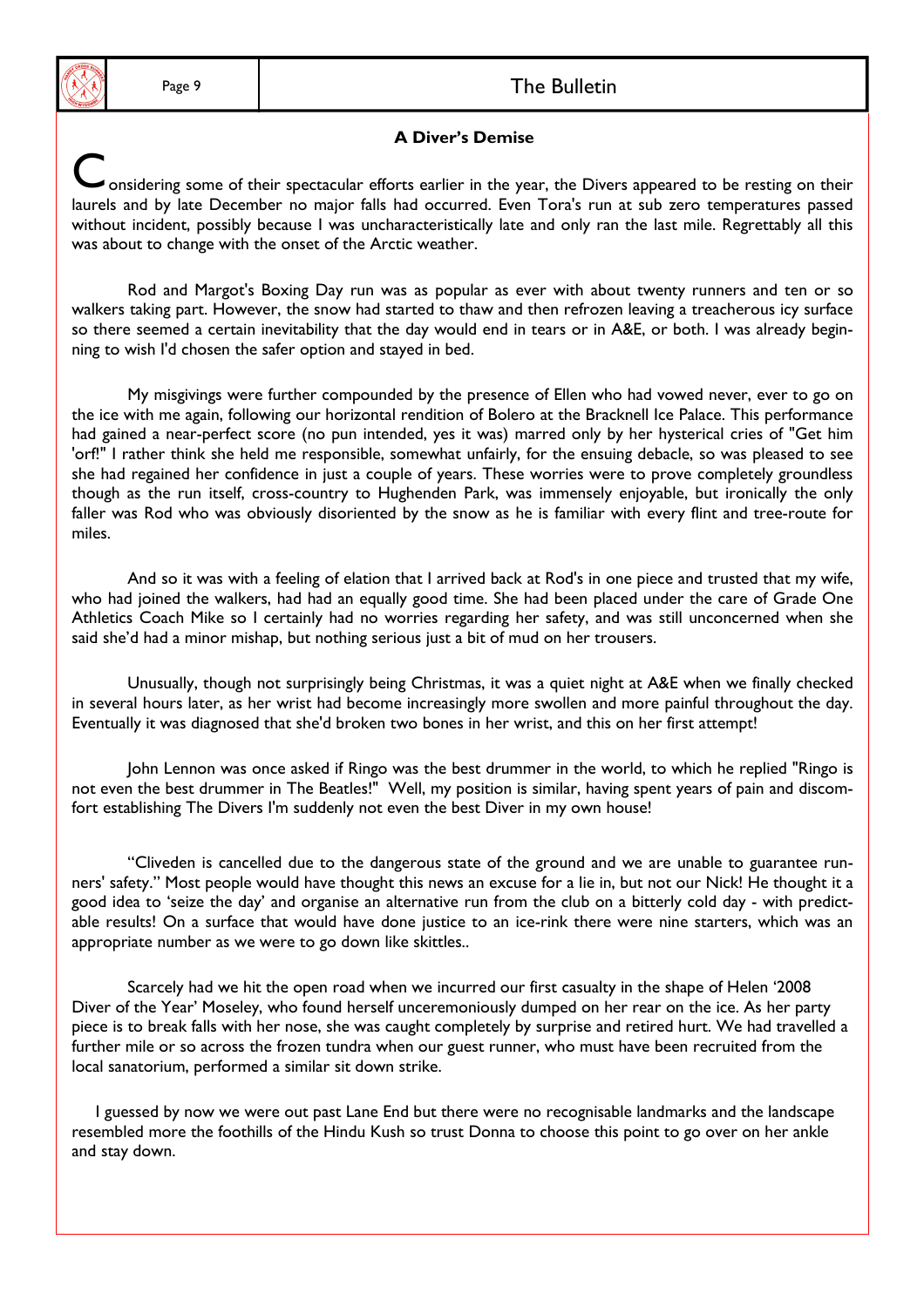### A Diver's Demise

Considering some of their spectacular efforts earlier in the year, the Divers appeared to be resting on their laurels and by late December no major falls had occurred. Even Tora's run at sub zero temperatures passed without incident, possibly because I was uncharacteristically late and only ran the last mile. Regrettably all this was about to change with the onset of the Arctic weather.

Rod and Margot's Boxing Day run was as popular as ever with about twenty runners and ten or so walkers taking part. However, the snow had started to thaw and then refrozen leaving a treacherous icy surface so there seemed a certain inevitability that the day would end in tears or in A&E, or both. I was already beginning to wish I'd chosen the safer option and stayed in bed.

My misgivings were further compounded by the presence of Ellen who had vowed never, ever to go on the ice with me again, following our horizontal rendition of Bolero at the Bracknell Ice Palace. This performance had gained a near-perfect score (no pun intended, yes it was) marred only by her hysterical cries of "Get him 'orf!" I rather think she held me responsible, somewhat unfairly, for the ensuing debacle, so was pleased to see she had regained her confidence in just a couple of years. These worries were to prove completely groundless though as the run itself, cross-country to Hughenden Park, was immensely enjoyable, but ironically the only faller was Rod who was obviously disoriented by the snow as he is familiar with every flint and tree-route for miles.

And so it was with a feeling of elation that I arrived back at Rod's in one piece and trusted that my wife, who had joined the walkers, had had an equally good time. She had been placed under the care of Grade One Athletics Coach Mike so I certainly had no worries regarding her safety, and was still unconcerned when she said she'd had a minor mishap, but nothing serious just a bit of mud on her trousers.

Unusually, though not surprisingly being Christmas, it was a quiet night at A&E when we finally checked in several hours later, as her wrist had become increasingly more swollen and more painful throughout the day. Eventually it was diagnosed that she'd broken two bones in her wrist, and this on her first attempt!

John Lennon was once asked if Ringo was the best drummer in the world, to which he replied "Ringo is not even the best drummer in The Beatles!" Well, my position is similar, having spent years of pain and discomfort establishing The Divers I'm suddenly not even the best Diver in my own house!

"Cliveden is cancelled due to the dangerous state of the ground and we are unable to guarantee runners' safety." Most people would have thought this news an excuse for a lie in, but not our Nick! He thought it a good idea to 'seize the day' and organise an alternative run from the club on a bitterly cold day - with predictable results! On a surface that would have done justice to an ice-rink there were nine starters, which was an appropriate number as we were to go down like skittles..

Scarcely had we hit the open road when we incurred our first casualty in the shape of Helen '2008 Diver of the Year' Moseley, who found herself unceremoniously dumped on her rear on the ice. As her party piece is to break falls with her nose, she was caught completely by surprise and retired hurt. We had travelled a further mile or so across the frozen tundra when our guest runner, who must have been recruited from the local sanatorium, performed a similar sit down strike.

I guessed by now we were out past Lane End but there were no recognisable landmarks and the landscape resembled more the foothills of the Hindu Kush so trust Donna to choose this point to go over on her ankle and stay down.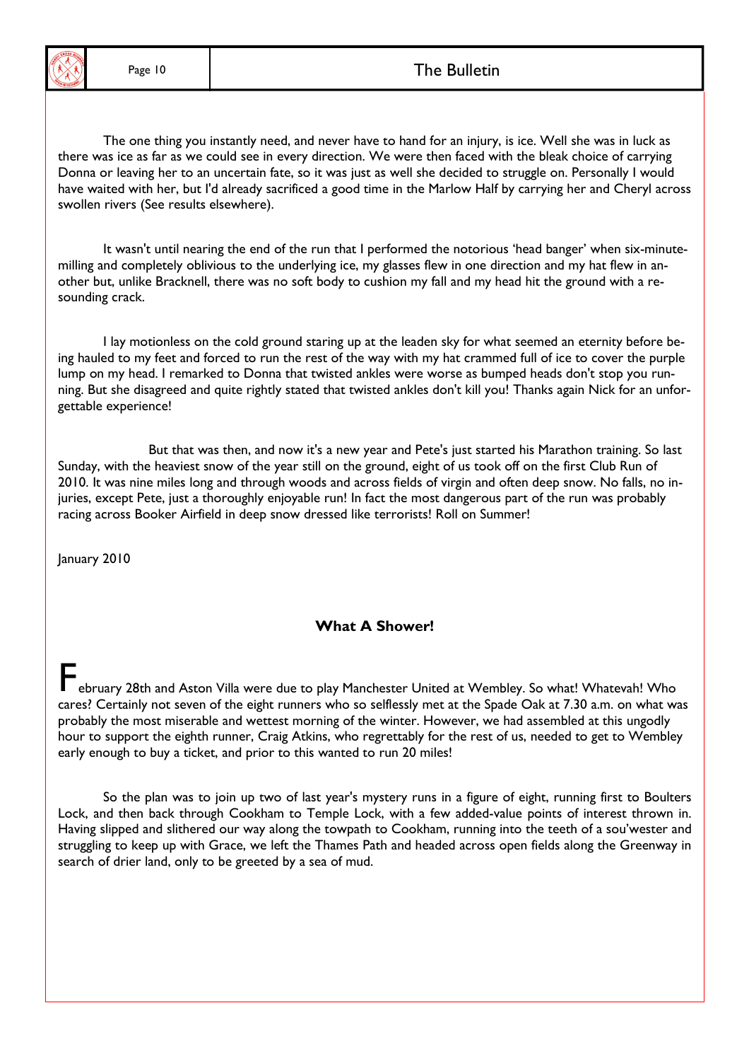The one thing you instantly need, and never have to hand for an injury, is ice. Well she was in luck as there was ice as far as we could see in every direction. We were then faced with the bleak choice of carrying Donna or leaving her to an uncertain fate, so it was just as well she decided to struggle on. Personally I would have waited with her, but I'd already sacrificed a good time in the Marlow Half by carrying her and Cheryl across swollen rivers (See results elsewhere).

It wasn't until nearing the end of the run that I performed the notorious 'head banger' when six-minute-milling and completely oblivious to the underlying ice, my glasses flew in one direction and my hat flew in another but, unlike Bracknell, there was no soft body to cushion my fall and my head hit the ground with a resounding crack.

I lay motionless on the cold ground staring up at the leaden sky for what seemed an eternity before being hauled to my feet and forced to run the rest of the way with my hat crammed full of ice to cover the purple lump on my head. I remarked to Donna that twisted ankles were worse as bumped heads don't stop you running. But she disagreed and quite rightly stated that twisted ankles don't kill you! Thanks again Nick for an unforgettable experience!

But that was then, and now it's a new year and Pete's just started his Marathon training. So last Sunday, with the heaviest snow of the year still on the ground, eight of us took off on the first Club Run of 2010. It was nine miles long and through woods and across fields of virgin and often deep snow. No falls, no injuries, except Pete, just a thoroughly enjoyable run! In fact the most dangerous part of the run was probably racing across Booker Airfield in deep snow dressed like terrorists! Roll on Summer!

January 2010

## What A Shower!

February 28th and Aston Villa were due to play Manchester United at Wembley. So what! Whatevah! Who cares? Certainly not seven of the eight runners who so selflessly met at the Spade Oak at 7.30 a.m. on what was probably the most miserable and wettest morning of the winter. However, we had assembled at this ungodly hour to support the eighth runner, Craig Atkins, who regrettably for the rest of us, needed to get to Wembley early enough to buy a ticket, and prior to this wanted to run 20 miles!

So the plan was to join up two of last year's mystery runs in a figure of eight, running first to Boulters Lock, and then back through Cookham to Temple Lock, with a few added-value points of interest thrown in. Having slipped and slithered our way along the towpath to Cookham, running into the teeth of a sou'wester and struggling to keep up with Grace, we left the Thames Path and headed across open fields along the Greenway in search of drier land, only to be greeted by a sea of mud.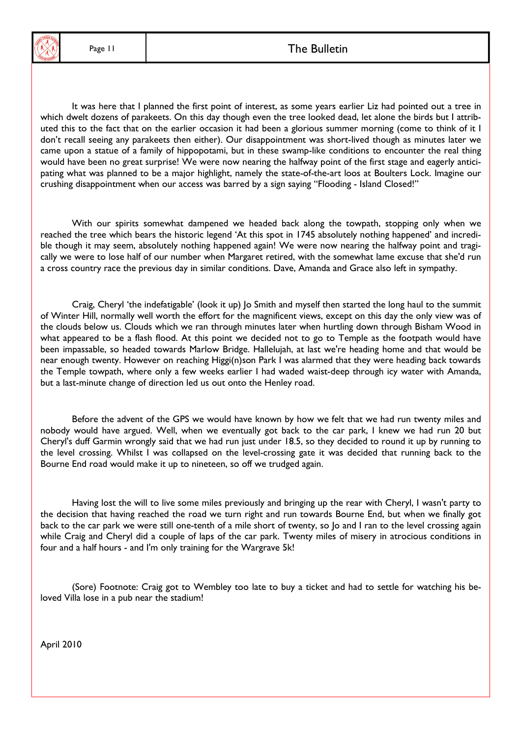It was here that I planned the first point of interest, as some years earlier Liz had pointed out a tree in which dwelt dozens of parakeets. On this day though even the tree looked dead, let alone the birds but I attributed this to the fact that on the earlier occasion it had been a glorious summer morning (come to think of it I don't recall seeing any parakeets then either). Our disappointment was short-lived though as minutes later we came upon a statue of a family of hippopotami, but in these swamp-like conditions to encounter the real thing would have been no great surprise! We were now nearing the halfway point of the first stage and eagerly anticipating what was planned to be a major highlight, namely the state-of-the-art loos at Boulters Lock. Imagine our crushing disappointment when our access was barred by a sign saying "Flooding - Island Closed!"

With our spirits somewhat dampened we headed back along the towpath, stopping only when we reached the tree which bears the historic legend 'At this spot in 1745 absolutely nothing happened' and incredible though it may seem, absolutely nothing happened again! We were now nearing the halfway point and tragically we were to lose half of our number when Margaret retired, with the somewhat lame excuse that she'd run a cross country race the previous day in similar conditions. Dave, Amanda and Grace also left in sympathy.

Craig, Cheryl 'the indefatigable' (look it up) Jo Smith and myself then started the long haul to the summit of Winter Hill, normally well worth the effort for the magnificent views, except on this day the only view was of the clouds below us. Clouds which we ran through minutes later when hurtling down through Bisham Wood in what appeared to be a flash flood. At this point we decided not to go to Temple as the footpath would have been impassable, so headed towards Marlow Bridge. Hallelujah, at last we're heading home and that would be near enough twenty. However on reaching Higgi(n)son Park I was alarmed that they were heading back towards the Temple towpath, where only a few weeks earlier I had waded waist-deep through icy water with Amanda, but a last-minute change of direction led us out onto the Henley road.

Before the advent of the GPS we would have known by how we felt that we had run twenty miles and nobody would have argued. Well, when we eventually got back to the car park, I knew we had run 20 but Cheryl's duff Garmin wrongly said that we had run just under 18.5, so they decided to round it up by running to the level crossing. Whilst I was collapsed on the level-crossing gate it was decided that running back to the Bourne End road would make it up to nineteen, so off we trudged again.

Having lost the will to live some miles previously and bringing up the rear with Cheryl, I wasn't party to the decision that having reached the road we turn right and run towards Bourne End, but when we finally got back to the car park we were still one-tenth of a mile short of twenty, so Jo and I ran to the level crossing again while Craig and Cheryl did a couple of laps of the car park. Twenty miles of misery in atrocious conditions in four and a half hours - and I'm only training for the Wargrave 5k!

(Sore) Footnote: Craig got to Wembley too late to buy a ticket and had to settle for watching his beloved Villa lose in a pub near the stadium!

April 2010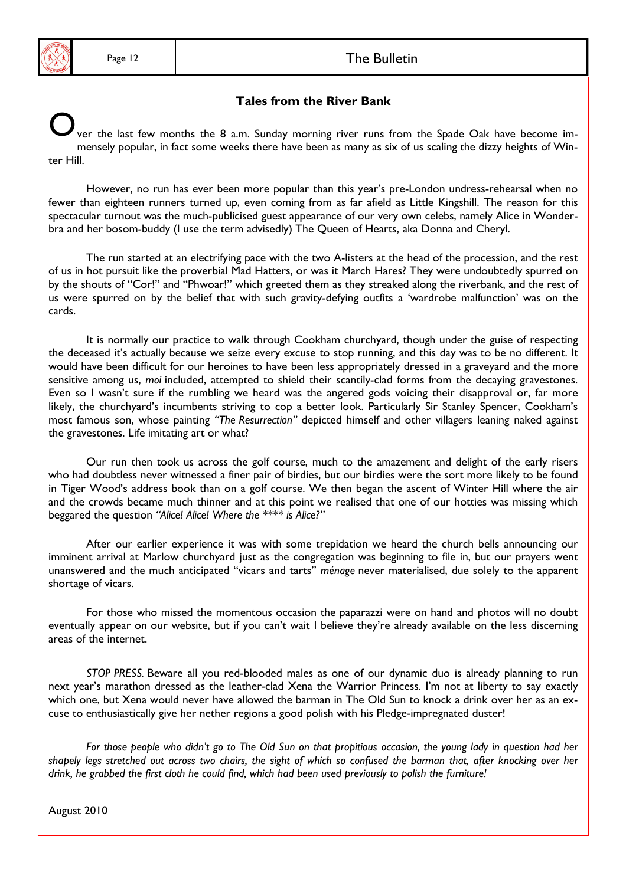## Tales from the River Bank

Over the last few months the 8 a.m. Sunday morning river runs from the Spade Oak have become immensely popular, in fact some weeks there have been as many as six of us scaling the dizzy heights of Winter Hill.

However, no run has ever been more popular than this year's pre-London undress-rehearsal when no fewer than eighteen runners turned up, even coming from as far afield as Little Kingshill. The reason for this spectacular turnout was the much-publicised guest appearance of our very own celebs, namely Alice in Wonderbra and her bosom-buddy (I use the term advisedly) The Queen of Hearts, aka Donna and Cheryl.

The run started at an electrifying pace with the two A-listers at the head of the procession, and the rest of us in hot pursuit like the proverbial Mad Hatters, or was it March Hares? They were undoubtedly spurred on by the shouts of "Cor!" and "Phwoar!" which greeted them as they streaked along the riverbank, and the rest of us were spurred on by the belief that with such gravity-defying outfits a 'wardrobe malfunction' was on the cards.

It is normally our practice to walk through Cookham churchyard, though under the guise of respecting the deceased it's actually because we seize every excuse to stop running, and this day was to be no different. It would have been difficult for our heroines to have been less appropriately dressed in a graveyard and the more sensitive among us, *moi* included, attempted to shield their scantily-clad forms from the decaying gravestones. Even so I wasn't sure if the rumbling we heard was the angered gods voicing their disapproval or, far more likely, the churchyard's incumbents striving to cop a better look. Particularly Sir Stanley Spencer, Cookham's most famous son, whose painting *"The Resurrection"* depicted himself and other villagers leaning naked against the gravestones. Life imitating art or what?

Our run then took us across the golf course, much to the amazement and delight of the early risers who had doubtless never witnessed a finer pair of birdies, but our birdies were the sort more likely to be found in Tiger Wood's address book than on a golf course. We then began the ascent of Winter Hill where the air and the crowds became much thinner and at this point we realised that one of our hotties was missing which beggared the question *"Alice! Alice! Where the **** is Alice?"*

After our earlier experience it was with some trepidation we heard the church bells announcing our imminent arrival at Marlow churchyard just as the congregation was beginning to file in, but our prayers went unanswered and the much anticipated "vicars and tarts" *ménage* never materialised, due solely to the apparent shortage of vicars.

For those who missed the momentous occasion the paparazzi were on hand and photos will no doubt eventually appear on our website, but if you can't wait I believe they're already available on the less discerning areas of the internet.

*STOP PRESS.* Beware all you red-blooded males as one of our dynamic duo is already planning to run next year's marathon dressed as the leather-clad Xena the Warrior Princess. I'm not at liberty to say exactly which one, but Xena would never have allowed the barman in The Old Sun to knock a drink over her as an excuse to enthusiastically give her nether regions a good polish with his Pledge-impregnated duster!

*For those people who didn't go to The Old Sun on that propitious occasion, the young lady in question had her shapely legs stretched out across two chairs, the sight of which so confused the barman that, after knocking over her drink, he grabbed the first cloth he could find, which had been used previously to polish the furniture!*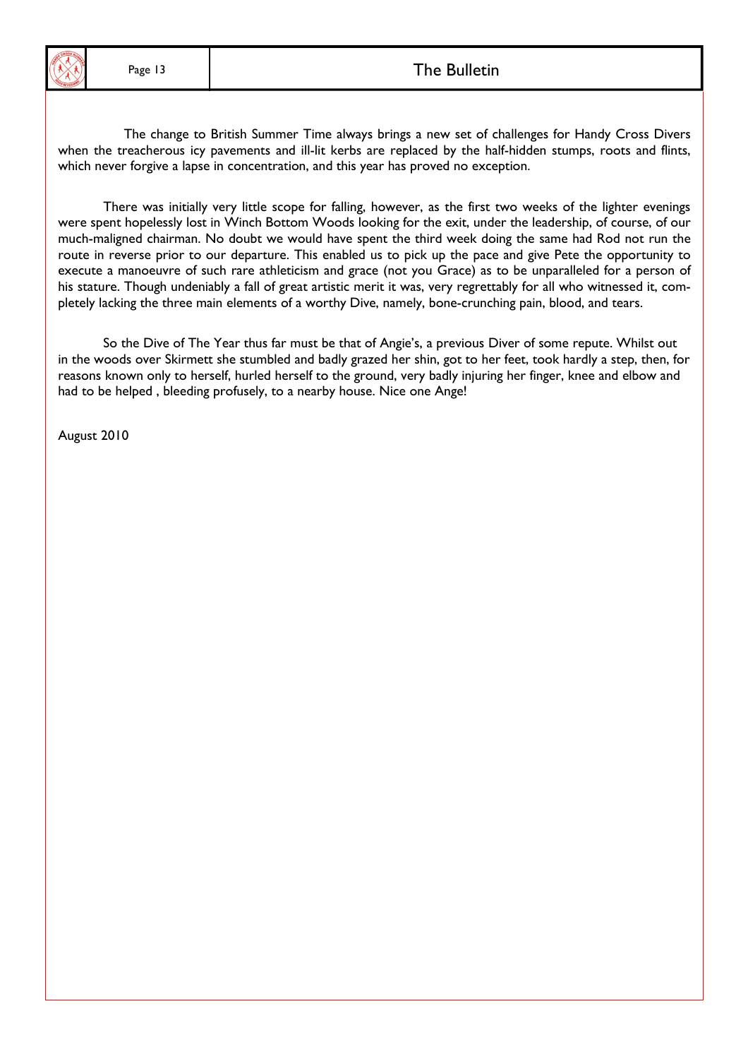The change to British Summer Time always brings a new set of challenges for Handy Cross Divers when the treacherous icy pavements and ill-lit kerbs are replaced by the half-hidden stumps, roots and flints, which never forgive a lapse in concentration, and this year has proved no exception.

There was initially very little scope for falling, however, as the first two weeks of the lighter evenings were spent hopelessly lost in Winch Bottom Woods looking for the exit, under the leadership, of course, of our much-maligned chairman. No doubt we would have spent the third week doing the same had Rod not run the route in reverse prior to our departure. This enabled us to pick up the pace and give Pete the opportunity to execute a manoeuvre of such rare athleticism and grace (not you Grace) as to be unparalleled for a person of his stature. Though undeniably a fall of great artistic merit it was, very regrettably for all who witnessed it, completely lacking the three main elements of a worthy Dive, namely, bone-crunching pain, blood, and tears.

So the Dive of The Year thus far must be that of Angie's, a previous Diver of some repute. Whilst out in the woods over Skirmett she stumbled and badly grazed her shin, got to her feet, took hardly a step, then, for reasons known only to herself, hurled herself to the ground, very badly injuring her finger, knee and elbow and had to be helped , bleeding profusely, to a nearby house. Nice one Ange!

August 2010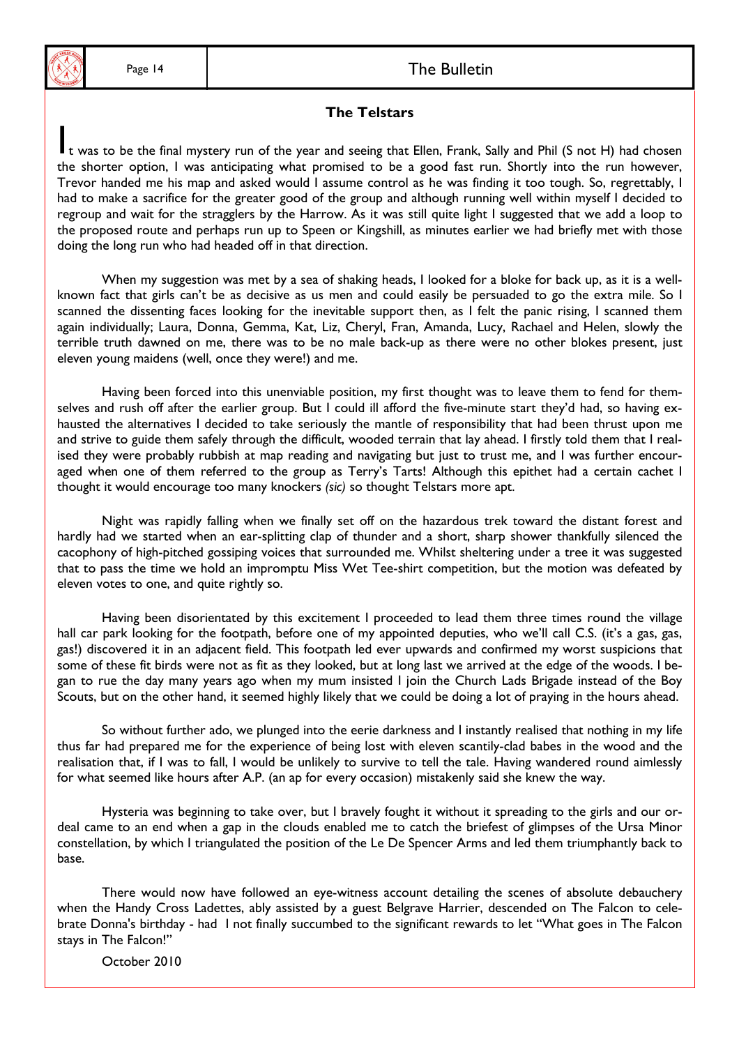## The Telstars

It was to be the final mystery run of the year and seeing that Ellen, Frank, Sally and Phil (S not H) had chosen the shorter option, I was anticipating what promised to be a good fast run. Shortly into the run however, Trevor handed me his map and asked would I assume control as he was finding it too tough. So, regrettably, I had to make a sacrifice for the greater good of the group and although running well within myself I decided to regroup and wait for the stragglers by the Harrow. As it was still quite light I suggested that we add a loop to the proposed route and perhaps run up to Speen or Kingshill, as minutes earlier we had briefly met with those doing the long run who had headed off in that direction.

When my suggestion was met by a sea of shaking heads, I looked for a bloke for back up, as it is a well-known fact that girls can't be as decisive as us men and could easily be persuaded to go the extra mile. So I scanned the dissenting faces looking for the inevitable support then, as I felt the panic rising, I scanned them again individually; Laura, Donna, Gemma, Kat, Liz, Cheryl, Fran, Amanda, Lucy, Rachael and Helen, slowly the terrible truth dawned on me, there was to be no male back-up as there were no other blokes present, just eleven young maidens (well, once they were!) and me.

Having been forced into this unenviable position, my first thought was to leave them to fend for themselves and rush off after the earlier group. But I could ill afford the five-minute start they'd had, so having exhausted the alternatives I decided to take seriously the mantle of responsibility that had been thrust upon me and strive to guide them safely through the difficult, wooded terrain that lay ahead. I firstly told them that I realised they were probably rubbish at map reading and navigating but just to trust me, and I was further encouraged when one of them referred to the group as Terry's Tarts! Although this epithet had a certain cachet I thought it would encourage too many knockers *(sic)* so thought Telstars more apt.

Night was rapidly falling when we finally set off on the hazardous trek toward the distant forest and hardly had we started when an ear-splitting clap of thunder and a short, sharp shower thankfully silenced the cacophony of high-pitched gossiping voices that surrounded me. Whilst sheltering under a tree it was suggested that to pass the time we hold an impromptu Miss Wet Tee-shirt competition, but the motion was defeated by eleven votes to one, and quite rightly so.

Having been disorientated by this excitement I proceeded to lead them three times round the village hall car park looking for the footpath, before one of my appointed deputies, who we'll call C.S. (it's a gas, gas, gas!) discovered it in an adjacent field. This footpath led ever upwards and confirmed my worst suspicions that some of these fit birds were not as fit as they looked, but at long last we arrived at the edge of the woods. I began to rue the day many years ago when my mum insisted I join the Church Lads Brigade instead of the Boy Scouts, but on the other hand, it seemed highly likely that we could be doing a lot of praying in the hours ahead.

So without further ado, we plunged into the eerie darkness and I instantly realised that nothing in my life thus far had prepared me for the experience of being lost with eleven scantily-clad babes in the wood and the realisation that, if I was to fall, I would be unlikely to survive to tell the tale. Having wandered round aimlessly for what seemed like hours after A.P. (an ap for every occasion) mistakenly said she knew the way.

Hysteria was beginning to take over, but I bravely fought it without it spreading to the girls and our ordeal came to an end when a gap in the clouds enabled me to catch the briefest of glimpses of the Ursa Minor constellation, by which I triangulated the position of the Le De Spencer Arms and led them triumphantly back to base.

There would now have followed an eye-witness account detailing the scenes of absolute debauchery when the Handy Cross Ladettes, ably assisted by a guest Belgrave Harrier, descended on The Falcon to celebrate Donna's birthday - had I not finally succumbed to the significant rewards to let "What goes in The Falcon stays in The Falcon!"

October 2010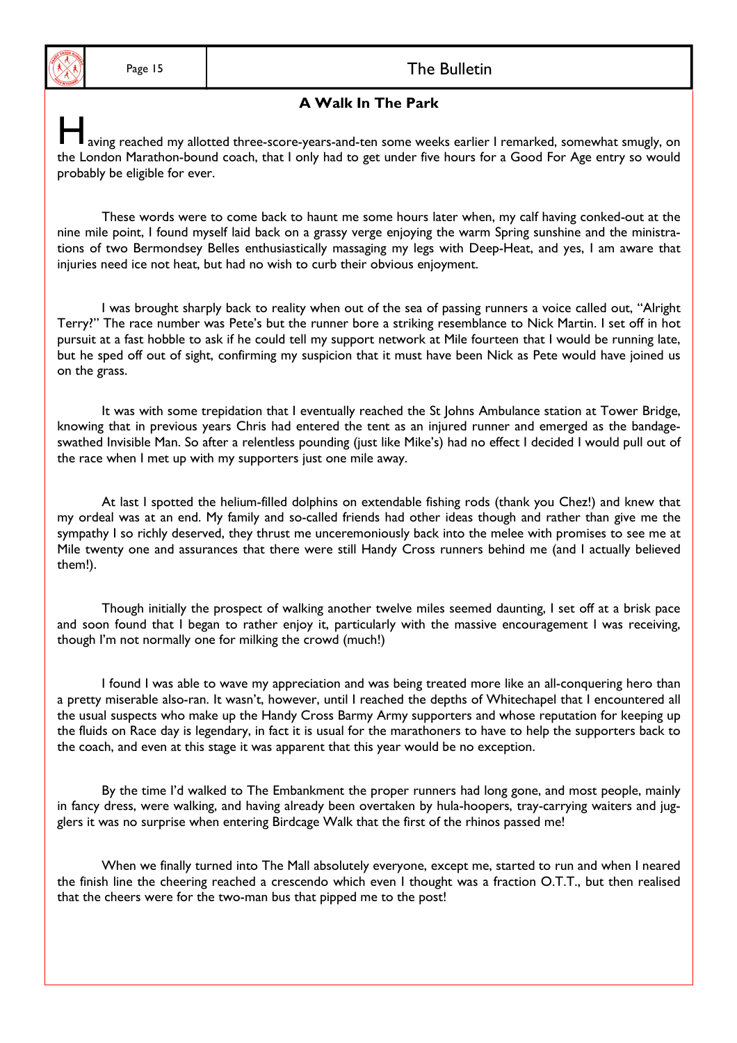## A Walk In The Park

Having reached my allotted three-score-years-and-ten some weeks earlier I remarked, somewhat smugly, on the London Marathon-bound coach, that I only had to get under five hours for a Good For Age entry so would probably be eligible for ever.

These words were to come back to haunt me some hours later when, my calf having conked-out at the nine mile point, I found myself laid back on a grassy verge enjoying the warm Spring sunshine and the ministrations of two Bermondsey Belles enthusiastically massaging my legs with Deep-Heat, and yes, I am aware that injuries need ice not heat, but had no wish to curb their obvious enjoyment.

I was brought sharply back to reality when out of the sea of passing runners a voice called out, "Alright Terry?" The race number was Pete's but the runner bore a striking resemblance to Nick Martin. I set off in hot pursuit at a fast hobble to ask if he could tell my support network at Mile fourteen that I would be running late, but he sped off out of sight, confirming my suspicion that it must have been Nick as Pete would have joined us on the grass.

It was with some trepidation that I eventually reached the St Johns Ambulance station at Tower Bridge, knowing that in previous years Chris had entered the tent as an injured runner and emerged as the bandage-swathed Invisible Man. So after a relentless pounding (just like Mike's) had no effect I decided I would pull out of the race when I met up with my supporters just one mile away.

At last I spotted the helium-filled dolphins on extendable fishing rods (thank you Chez!) and knew that my ordeal was at an end. My family and so-called friends had other ideas though and rather than give me the sympathy I so richly deserved, they thrust me unceremoniously back into the melee with promises to see me at Mile twenty one and assurances that there were still Handy Cross runners behind me (and I actually believed them!).

Though initially the prospect of walking another twelve miles seemed daunting, I set off at a brisk pace and soon found that I began to rather enjoy it, particularly with the massive encouragement I was receiving, though I'm not normally one for milking the crowd (much!)

I found I was able to wave my appreciation and was being treated more like an all-conquering hero than a pretty miserable also-ran. It wasn't, however, until I reached the depths of Whitechapel that I encountered all the usual suspects who make up the Handy Cross Barmy Army supporters and whose reputation for keeping up the fluids on Race day is legendary, in fact it is usual for the marathoners to have to help the supporters back to the coach, and even at this stage it was apparent that this year would be no exception.

By the time I'd walked to The Embankment the proper runners had long gone, and most people, mainly in fancy dress, were walking, and having already been overtaken by hula-hoopers, tray-carrying waiters and jugglers it was no surprise when entering Birdcage Walk that the first of the rhinos passed me!

When we finally turned into The Mall absolutely everyone, except me, started to run and when I neared the finish line the cheering reached a crescendo which even I thought was a fraction O.T.T., but then realised that the cheers were for the two-man bus that pipped me to the post!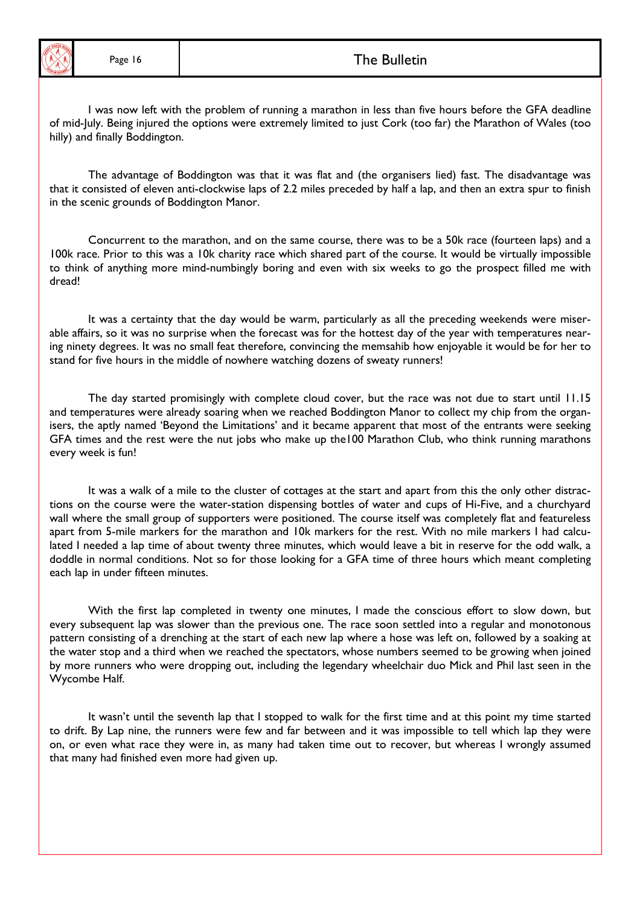I was now left with the problem of running a marathon in less than five hours before the GFA deadline of mid-July. Being injured the options were extremely limited to just Cork (too far) the Marathon of Wales (too hilly) and finally Boddington.

The advantage of Boddington was that it was flat and (the organisers lied) fast. The disadvantage was that it consisted of eleven anti-clockwise laps of 2.2 miles preceded by half a lap, and then an extra spur to finish in the scenic grounds of Boddington Manor.

Concurrent to the marathon, and on the same course, there was to be a 50k race (fourteen laps) and a 100k race. Prior to this was a 10k charity race which shared part of the course. It would be virtually impossible to think of anything more mind-numbingly boring and even with six weeks to go the prospect filled me with dread!

It was a certainty that the day would be warm, particularly as all the preceding weekends were miserable affairs, so it was no surprise when the forecast was for the hottest day of the year with temperatures nearing ninety degrees. It was no small feat therefore, convincing the memsahib how enjoyable it would be for her to stand for five hours in the middle of nowhere watching dozens of sweaty runners!

The day started promisingly with complete cloud cover, but the race was not due to start until 11.15 and temperatures were already soaring when we reached Boddington Manor to collect my chip from the organisers, the aptly named 'Beyond the Limitations' and it became apparent that most of the entrants were seeking GFA times and the rest were the nut jobs who make up the100 Marathon Club, who think running marathons every week is fun!

It was a walk of a mile to the cluster of cottages at the start and apart from this the only other distractions on the course were the water-station dispensing bottles of water and cups of Hi-Five, and a churchyard wall where the small group of supporters were positioned. The course itself was completely flat and featureless apart from 5-mile markers for the marathon and 10k markers for the rest. With no mile markers I had calculated I needed a lap time of about twenty three minutes, which would leave a bit in reserve for the odd walk, a doddle in normal conditions. Not so for those looking for a GFA time of three hours which meant completing each lap in under fifteen minutes.

With the first lap completed in twenty one minutes, I made the conscious effort to slow down, but every subsequent lap was slower than the previous one. The race soon settled into a regular and monotonous pattern consisting of a drenching at the start of each new lap where a hose was left on, followed by a soaking at the water stop and a third when we reached the spectators, whose numbers seemed to be growing when joined by more runners who were dropping out, including the legendary wheelchair duo Mick and Phil last seen in the Wycombe Half.

It wasn't until the seventh lap that I stopped to walk for the first time and at this point my time started to drift. By Lap nine, the runners were few and far between and it was impossible to tell which lap they were on, or even what race they were in, as many had taken time out to recover, but whereas I wrongly assumed that many had finished even more had given up.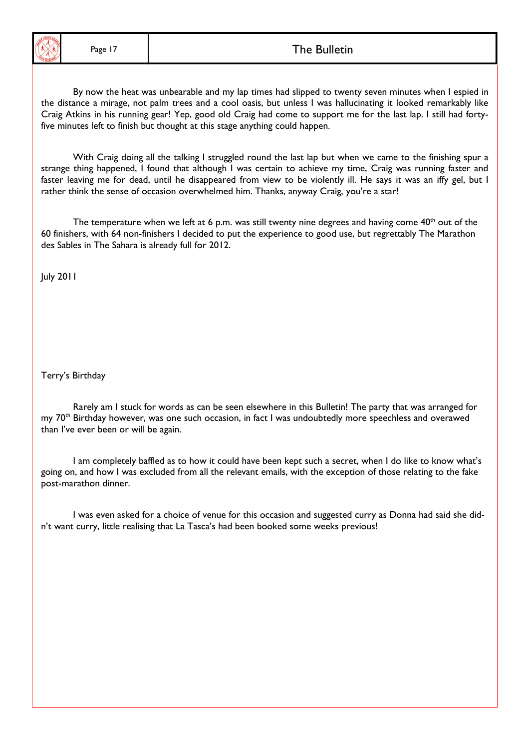By now the heat was unbearable and my lap times had slipped to twenty seven minutes when I espied in the distance a mirage, not palm trees and a cool oasis, but unless I was hallucinating it looked remarkably like Craig Atkins in his running gear! Yep, good old Craig had come to support me for the last lap. I still had forty-five minutes left to finish but thought at this stage anything could happen.

With Craig doing all the talking I struggled round the last lap but when we came to the finishing spur a strange thing happened, I found that although I was certain to achieve my time, Craig was running faster and faster leaving me for dead, until he disappeared from view to be violently ill. He says it was an iffy gel, but I rather think the sense of occasion overwhelmed him. Thanks, anyway Craig, you're a star!

The temperature when we left at 6 p.m. was still twenty nine degrees and having come 40th out of the 60 finishers, with 64 non-finishers I decided to put the experience to good use, but regrettably The Marathon des Sables in The Sahara is already full for 2012.

July 2011

## Terry's Birthday

Rarely am I stuck for words as can be seen elsewhere in this Bulletin! The party that was arranged for my 70th Birthday however, was one such occasion, in fact I was undoubtedly more speechless and overawed than I've ever been or will be again.

I am completely baffled as to how it could have been kept such a secret, when I do like to know what's going on, and how I was excluded from all the relevant emails, with the exception of those relating to the fake post-marathon dinner.

I was even asked for a choice of venue for this occasion and suggested curry as Donna had said she didn't want curry, little realising that La Tasca's had been booked some weeks previous!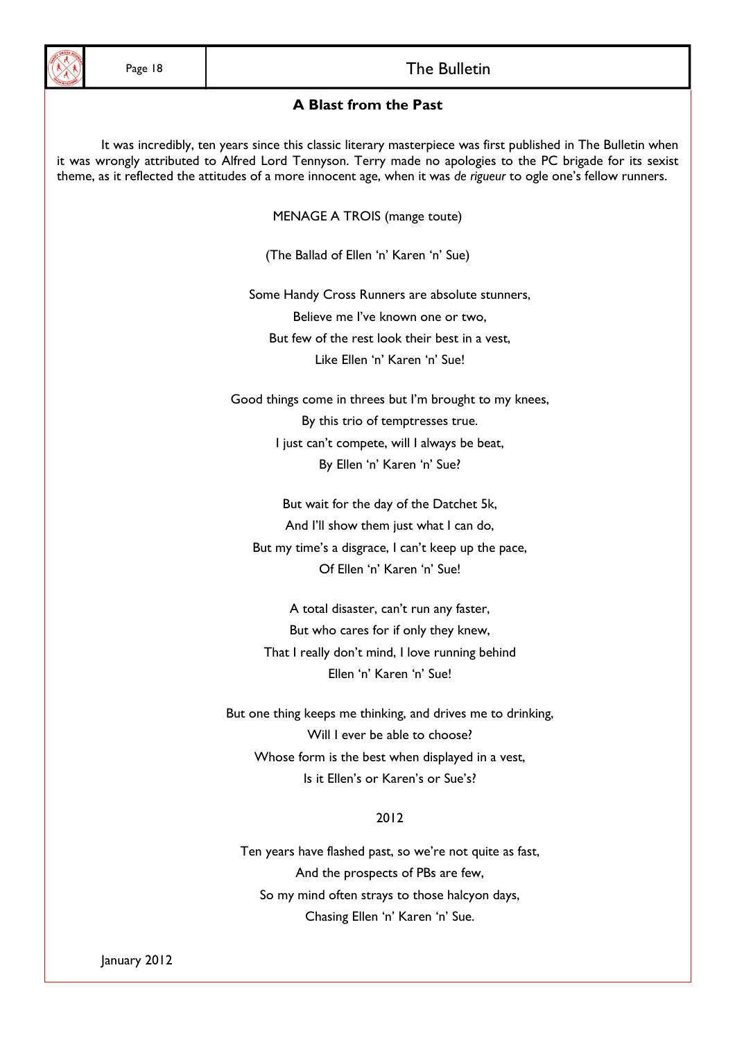## A Blast from the Past

It was incredibly, ten years since this classic literary masterpiece was first published in The Bulletin when it was wrongly attributed to Alfred Lord Tennyson. Terry made no apologies to the PC brigade for its sexist theme, as it reflected the attitudes of a more innocent age, when it was *de rigueur* to ogle one's fellow runners.

MENAGE A TROIS (mange toute)

(The Ballad of Ellen 'n' Karen 'n' Sue)

Some Handy Cross Runners are absolute stunners,
Believe me I've known one or two,
But few of the rest look their best in a vest,
Like Ellen 'n' Karen 'n' Sue!

Good things come in threes but I'm brought to my knees,
By this trio of temptresses true.
I just can't compete, will I always be beat,
By Ellen 'n' Karen 'n' Sue?

But wait for the day of the Datchet 5k,
And I'll show them just what I can do,
But my time's a disgrace, I can't keep up the pace,
Of Ellen 'n' Karen 'n' Sue!

A total disaster, can't run any faster,
But who cares for if only they knew,
That I really don't mind, I love running behind
Ellen 'n' Karen 'n' Sue!

But one thing keeps me thinking, and drives me to drinking,
Will I ever be able to choose?
Whose form is the best when displayed in a vest,
Is it Ellen's or Karen's or Sue's?

2012

Ten years have flashed past, so we're not quite as fast,
And the prospects of PBs are few,
So my mind often strays to those halcyon days,
Chasing Ellen 'n' Karen 'n' Sue.

January 2012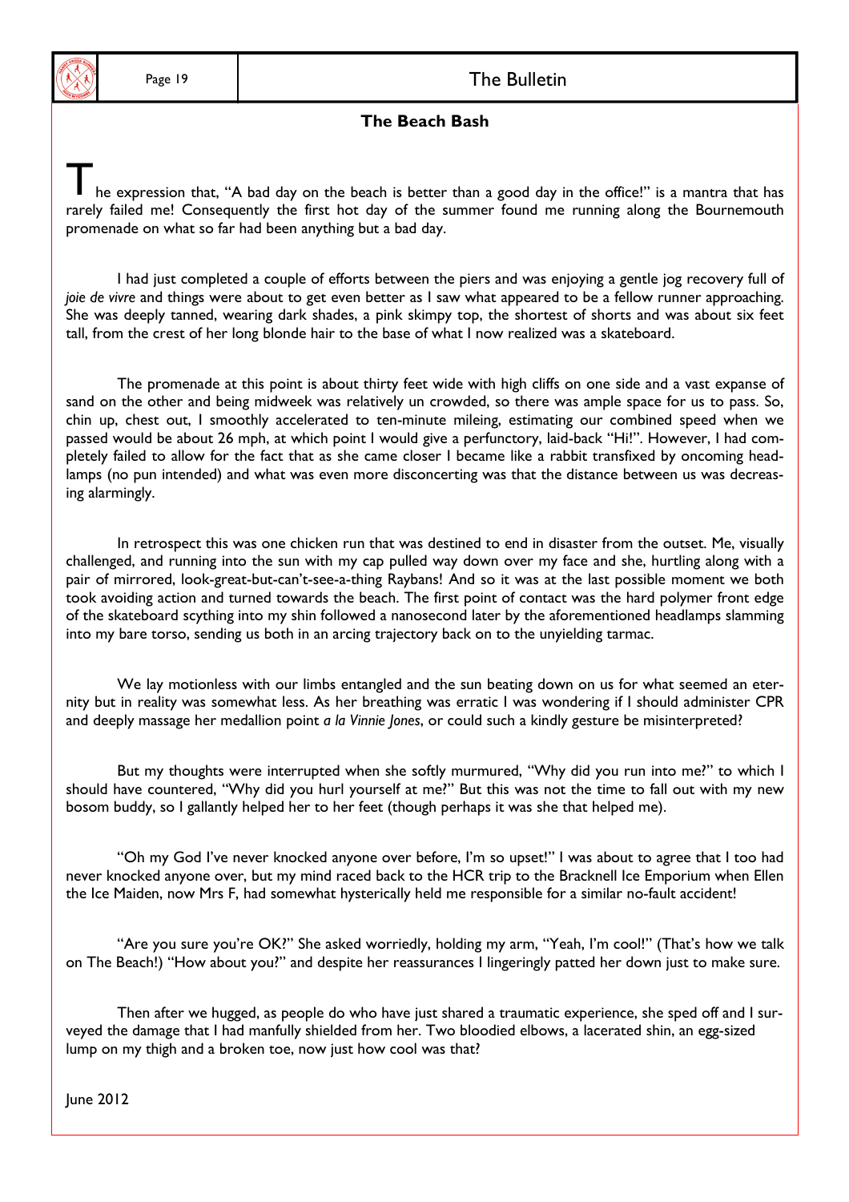## The Beach Bash

The expression that, "A bad day on the beach is better than a good day in the office!" is a mantra that has rarely failed me! Consequently the first hot day of the summer found me running along the Bournemouth promenade on what so far had been anything but a bad day.

I had just completed a couple of efforts between the piers and was enjoying a gentle jog recovery full of *joie de vivre* and things were about to get even better as I saw what appeared to be a fellow runner approaching. She was deeply tanned, wearing dark shades, a pink skimpy top, the shortest of shorts and was about six feet tall, from the crest of her long blonde hair to the base of what I now realized was a skateboard.

The promenade at this point is about thirty feet wide with high cliffs on one side and a vast expanse of sand on the other and being midweek was relatively un crowded, so there was ample space for us to pass. So, chin up, chest out, I smoothly accelerated to ten-minute mileing, estimating our combined speed when we passed would be about 26 mph, at which point I would give a perfunctory, laid-back "Hi!". However, I had completely failed to allow for the fact that as she came closer I became like a rabbit transfixed by oncoming headlamps (no pun intended) and what was even more disconcerting was that the distance between us was decreasing alarmingly.

In retrospect this was one chicken run that was destined to end in disaster from the outset. Me, visually challenged, and running into the sun with my cap pulled way down over my face and she, hurtling along with a pair of mirrored, look-great-but-can't-see-a-thing Raybans! And so it was at the last possible moment we both took avoiding action and turned towards the beach. The first point of contact was the hard polymer front edge of the skateboard scything into my shin followed a nanosecond later by the aforementioned headlamps slamming into my bare torso, sending us both in an arcing trajectory back on to the unyielding tarmac.

We lay motionless with our limbs entangled and the sun beating down on us for what seemed an eternity but in reality was somewhat less. As her breathing was erratic I was wondering if I should administer CPR and deeply massage her medallion point *a la Vinnie Jones*, or could such a kindly gesture be misinterpreted?

But my thoughts were interrupted when she softly murmured, "Why did you run into me?" to which I should have countered, "Why did you hurl yourself at me?" But this was not the time to fall out with my new bosom buddy, so I gallantly helped her to her feet (though perhaps it was she that helped me).

"Oh my God I've never knocked anyone over before, I'm so upset!" I was about to agree that I too had never knocked anyone over, but my mind raced back to the HCR trip to the Bracknell Ice Emporium when Ellen the Ice Maiden, now Mrs F, had somewhat hysterically held me responsible for a similar no-fault accident!

"Are you sure you're OK?" She asked worriedly, holding my arm, "Yeah, I'm cool!" (That's how we talk on The Beach!) "How about you?" and despite her reassurances I lingeringly patted her down just to make sure.

Then after we hugged, as people do who have just shared a traumatic experience, she sped off and I surveyed the damage that I had manfully shielded from her. Two bloodied elbows, a lacerated shin, an egg-sized lump on my thigh and a broken toe, now just how cool was that?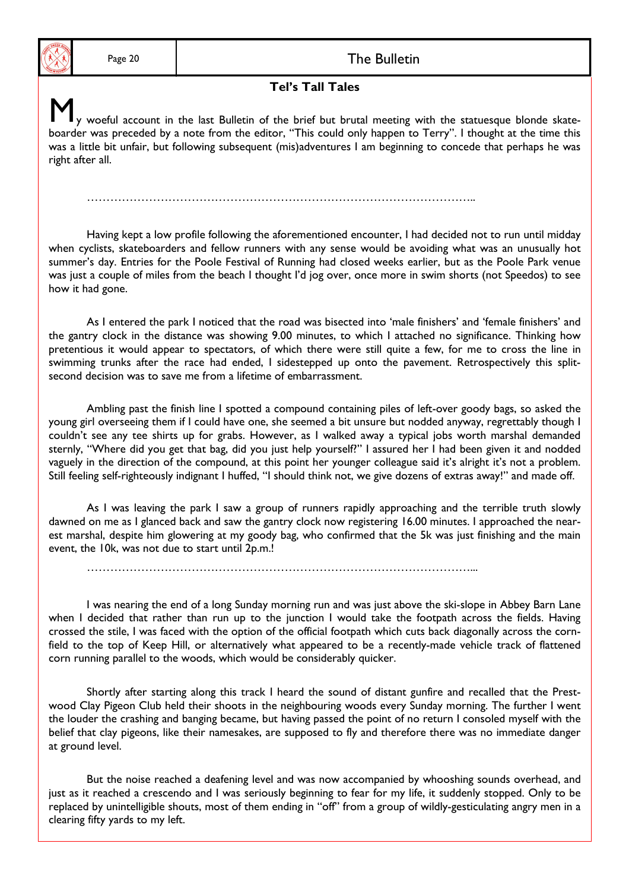## Tel's Tall Tales

My woeful account in the last Bulletin of the brief but brutal meeting with the statuesque blonde skateboarder was preceded by a note from the editor, "This could only happen to Terry". I thought at the time this was a little bit unfair, but following subsequent (mis)adventures I am beginning to concede that perhaps he was right after all.

…………………………………………………………………………………………..

Having kept a low profile following the aforementioned encounter, I had decided not to run until midday when cyclists, skateboarders and fellow runners with any sense would be avoiding what was an unusually hot summer's day. Entries for the Poole Festival of Running had closed weeks earlier, but as the Poole Park venue was just a couple of miles from the beach I thought I'd jog over, once more in swim shorts (not Speedos) to see how it had gone.

As I entered the park I noticed that the road was bisected into 'male finishers' and 'female finishers' and the gantry clock in the distance was showing 9.00 minutes, to which I attached no significance. Thinking how pretentious it would appear to spectators, of which there were still quite a few, for me to cross the line in swimming trunks after the race had ended, I sidestepped up onto the pavement. Retrospectively this split-second decision was to save me from a lifetime of embarrassment.

Ambling past the finish line I spotted a compound containing piles of left-over goody bags, so asked the young girl overseeing them if I could have one, she seemed a bit unsure but nodded anyway, regrettably though I couldn't see any tee shirts up for grabs. However, as I walked away a typical jobs worth marshal demanded sternly, "Where did you get that bag, did you just help yourself?" I assured her I had been given it and nodded vaguely in the direction of the compound, at this point her younger colleague said it's alright it's not a problem. Still feeling self-righteously indignant I huffed, "I should think not, we give dozens of extras away!" and made off.

As I was leaving the park I saw a group of runners rapidly approaching and the terrible truth slowly dawned on me as I glanced back and saw the gantry clock now registering 16.00 minutes. I approached the nearest marshal, despite him glowering at my goody bag, who confirmed that the 5k was just finishing and the main event, the 10k, was not due to start until 2p.m.!

…………………………………………………………………………………………...

I was nearing the end of a long Sunday morning run and was just above the ski-slope in Abbey Barn Lane when I decided that rather than run up to the junction I would take the footpath across the fields. Having crossed the stile, I was faced with the option of the official footpath which cuts back diagonally across the cornfield to the top of Keep Hill, or alternatively what appeared to be a recently-made vehicle track of flattened corn running parallel to the woods, which would be considerably quicker.

Shortly after starting along this track I heard the sound of distant gunfire and recalled that the Prestwood Clay Pigeon Club held their shoots in the neighbouring woods every Sunday morning. The further I went the louder the crashing and banging became, but having passed the point of no return I consoled myself with the belief that clay pigeons, like their namesakes, are supposed to fly and therefore there was no immediate danger at ground level.

But the noise reached a deafening level and was now accompanied by whooshing sounds overhead, and just as it reached a crescendo and I was seriously beginning to fear for my life, it suddenly stopped. Only to be replaced by unintelligible shouts, most of them ending in "off" from a group of wildly-gesticulating angry men in a clearing fifty yards to my left.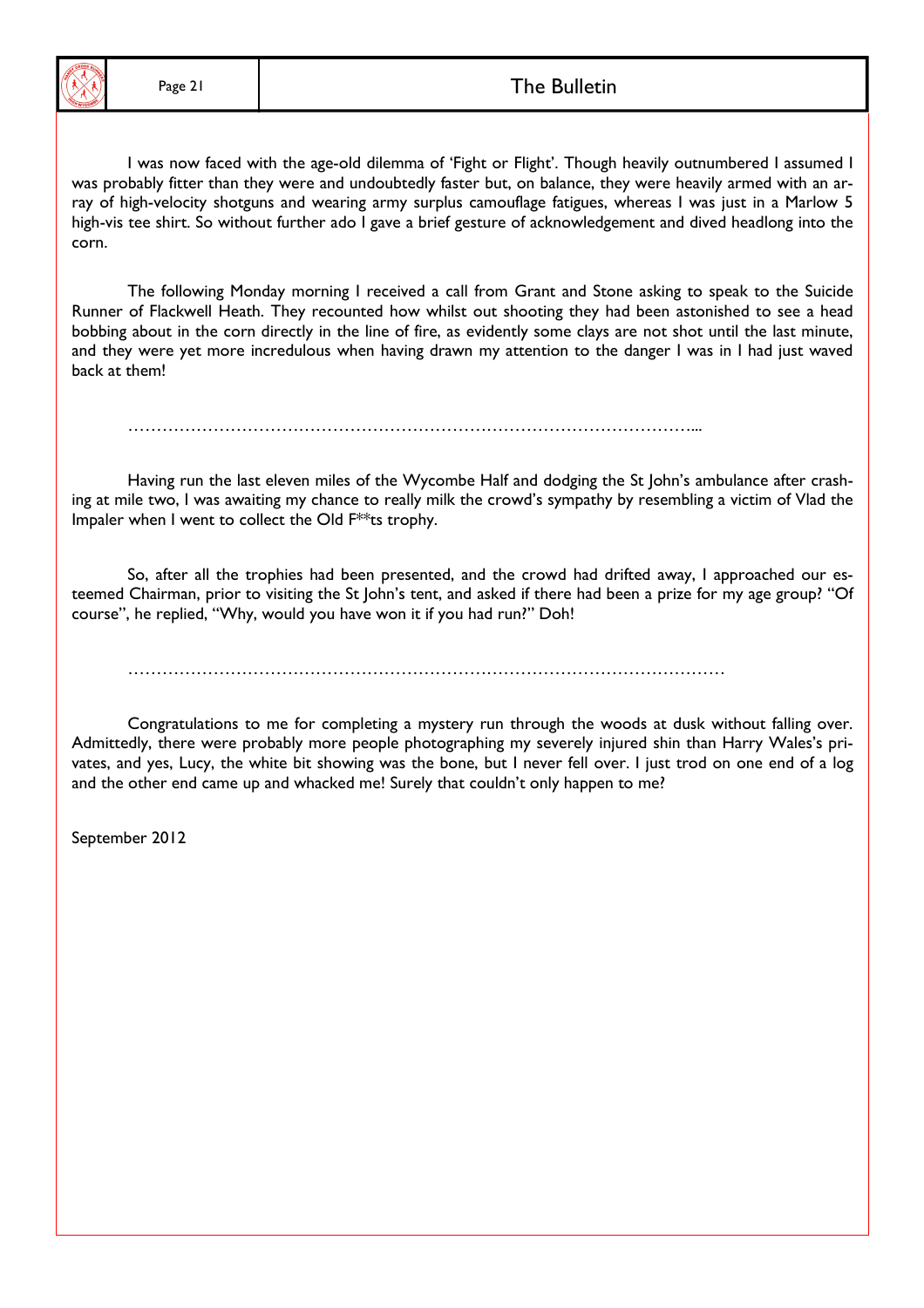I was now faced with the age-old dilemma of 'Fight or Flight'. Though heavily outnumbered I assumed I was probably fitter than they were and undoubtedly faster but, on balance, they were heavily armed with an array of high-velocity shotguns and wearing army surplus camouflage fatigues, whereas I was just in a Marlow 5 high-vis tee shirt. So without further ado I gave a brief gesture of acknowledgement and dived headlong into the corn.

The following Monday morning I received a call from Grant and Stone asking to speak to the Suicide Runner of Flackwell Heath. They recounted how whilst out shooting they had been astonished to see a head bobbing about in the corn directly in the line of fire, as evidently some clays are not shot until the last minute, and they were yet more incredulous when having drawn my attention to the danger I was in I had just waved back at them!

……………………………………………………………………………………….…

Having run the last eleven miles of the Wycombe Half and dodging the St John's ambulance after crashing at mile two, I was awaiting my chance to really milk the crowd's sympathy by resembling a victim of Vlad the Impaler when I went to collect the Old F**ts trophy.

So, after all the trophies had been presented, and the crowd had drifted away, I approached our esteemed Chairman, prior to visiting the St John's tent, and asked if there had been a prize for my age group? "Of course", he replied, "Why, would you have won it if you had run?" Doh!

…………………………………………………………………………………………

Congratulations to me for completing a mystery run through the woods at dusk without falling over. Admittedly, there were probably more people photographing my severely injured shin than Harry Wales's privates, and yes, Lucy, the white bit showing was the bone, but I never fell over. I just trod on one end of a log and the other end came up and whacked me! Surely that couldn't only happen to me?

September 2012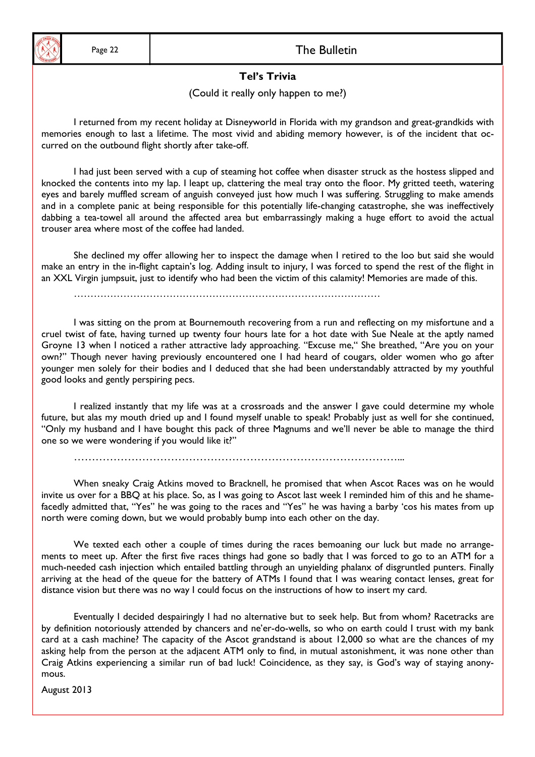## Tel's Trivia

(Could it really only happen to me?)

I returned from my recent holiday at Disneyworld in Florida with my grandson and great-grandkids with memories enough to last a lifetime. The most vivid and abiding memory however, is of the incident that occurred on the outbound flight shortly after take-off.

I had just been served with a cup of steaming hot coffee when disaster struck as the hostess slipped and knocked the contents into my lap. I leapt up, clattering the meal tray onto the floor. My gritted teeth, watering eyes and barely muffled scream of anguish conveyed just how much I was suffering. Struggling to make amends and in a complete panic at being responsible for this potentially life-changing catastrophe, she was ineffectively dabbing a tea-towel all around the affected area but embarrassingly making a huge effort to avoid the actual trouser area where most of the coffee had landed.

She declined my offer allowing her to inspect the damage when I retired to the loo but said she would make an entry in the in-flight captain's log. Adding insult to injury, I was forced to spend the rest of the flight in an XXL Virgin jumpsuit, just to identify who had been the victim of this calamity! Memories are made of this.

……………………………………………………………………………………

I was sitting on the prom at Bournemouth recovering from a run and reflecting on my misfortune and a cruel twist of fate, having turned up twenty four hours late for a hot date with Sue Neale at the aptly named Groyne 13 when I noticed a rather attractive lady approaching. "Excuse me," She breathed, "Are you on your own?" Though never having previously encountered one I had heard of cougars, older women who go after younger men solely for their bodies and I deduced that she had been understandably attracted by my youthful good looks and gently perspiring pecs.

I realized instantly that my life was at a crossroads and the answer I gave could determine my whole future, but alas my mouth dried up and I found myself unable to speak! Probably just as well for she continued, "Only my husband and I have bought this pack of three Magnums and we'll never be able to manage the third one so we were wondering if you would like it?"

……………………………………………………………………………………...

When sneaky Craig Atkins moved to Bracknell, he promised that when Ascot Races was on he would invite us over for a BBQ at his place. So, as I was going to Ascot last week I reminded him of this and he shamefacedly admitted that, "Yes" he was going to the races and "Yes" he was having a barby 'cos his mates from up north were coming down, but we would probably bump into each other on the day.

We texted each other a couple of times during the races bemoaning our luck but made no arrangements to meet up. After the first five races things had gone so badly that I was forced to go to an ATM for a much-needed cash injection which entailed battling through an unyielding phalanx of disgruntled punters. Finally arriving at the head of the queue for the battery of ATMs I found that I was wearing contact lenses, great for distance vision but there was no way I could focus on the instructions of how to insert my card.

Eventually I decided despairingly I had no alternative but to seek help. But from whom? Racetracks are by definition notoriously attended by chancers and ne'er-do-wells, so who on earth could I trust with my bank card at a cash machine? The capacity of the Ascot grandstand is about 12,000 so what are the chances of my asking help from the person at the adjacent ATM only to find, in mutual astonishment, it was none other than Craig Atkins experiencing a similar run of bad luck! Coincidence, as they say, is God's way of staying anonymous.

August 2013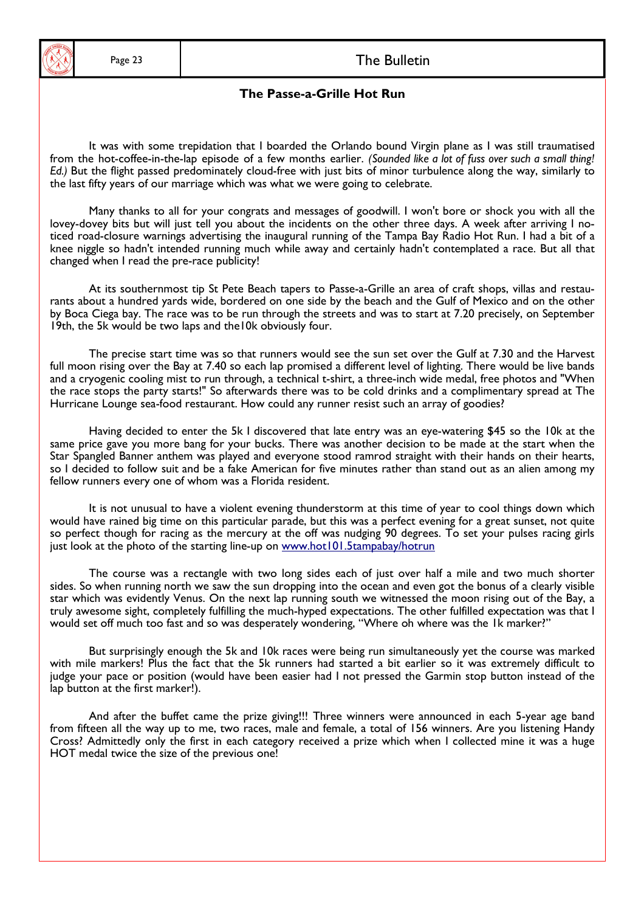## The Passe-a-Grille Hot Run

It was with some trepidation that I boarded the Orlando bound Virgin plane as I was still traumatised from the hot-coffee-in-the-lap episode of a few months earlier. *(Sounded like a lot of fuss over such a small thing! Ed.)* But the flight passed predominately cloud-free with just bits of minor turbulence along the way, similarly to the last fifty years of our marriage which was what we were going to celebrate.

Many thanks to all for your congrats and messages of goodwill. I won't bore or shock you with all the lovey-dovey bits but will just tell you about the incidents on the other three days. A week after arriving I noticed road-closure warnings advertising the inaugural running of the Tampa Bay Radio Hot Run. I had a bit of a knee niggle so hadn't intended running much while away and certainly hadn't contemplated a race. But all that changed when I read the pre-race publicity!

At its southernmost tip St Pete Beach tapers to Passe-a-Grille an area of craft shops, villas and restaurants about a hundred yards wide, bordered on one side by the beach and the Gulf of Mexico and on the other by Boca Ciega bay. The race was to be run through the streets and was to start at 7.20 precisely, on September 19th, the 5k would be two laps and the10k obviously four.

The precise start time was so that runners would see the sun set over the Gulf at 7.30 and the Harvest full moon rising over the Bay at 7.40 so each lap promised a different level of lighting. There would be live bands and a cryogenic cooling mist to run through, a technical t-shirt, a three-inch wide medal, free photos and "When the race stops the party starts!" So afterwards there was to be cold drinks and a complimentary spread at The Hurricane Lounge sea-food restaurant. How could any runner resist such an array of goodies?

Having decided to enter the 5k I discovered that late entry was an eye-watering $45 so the 10k at the same price gave you more bang for your bucks. There was another decision to be made at the start when the Star Spangled Banner anthem was played and everyone stood ramrod straight with their hands on their hearts, so I decided to follow suit and be a fake American for five minutes rather than stand out as an alien among my fellow runners every one of whom was a Florida resident.

It is not unusual to have a violent evening thunderstorm at this time of year to cool things down which would have rained big time on this particular parade, but this was a perfect evening for a great sunset, not quite so perfect though for racing as the mercury at the off was nudging 90 degrees. To set your pulses racing girls just look at the photo of the starting line-up on [www.hot101.5tampabay/hotrun](www.hot101.5tampabay/hotrun)

The course was a rectangle with two long sides each of just over half a mile and two much shorter sides. So when running north we saw the sun dropping into the ocean and even got the bonus of a clearly visible star which was evidently Venus. On the next lap running south we witnessed the moon rising out of the Bay, a truly awesome sight, completely fulfilling the much-hyped expectations. The other fulfilled expectation was that I would set off much too fast and so was desperately wondering, "Where oh where was the 1k marker?"

But surprisingly enough the 5k and 10k races were being run simultaneously yet the course was marked with mile markers! Plus the fact that the 5k runners had started a bit earlier so it was extremely difficult to judge your pace or position (would have been easier had I not pressed the Garmin stop button instead of the lap button at the first marker!).

And after the buffet came the prize giving!!! Three winners were announced in each 5-year age band from fifteen all the way up to me, two races, male and female, a total of 156 winners. Are you listening Handy Cross? Admittedly only the first in each category received a prize which when I collected mine it was a huge HOT medal twice the size of the previous one!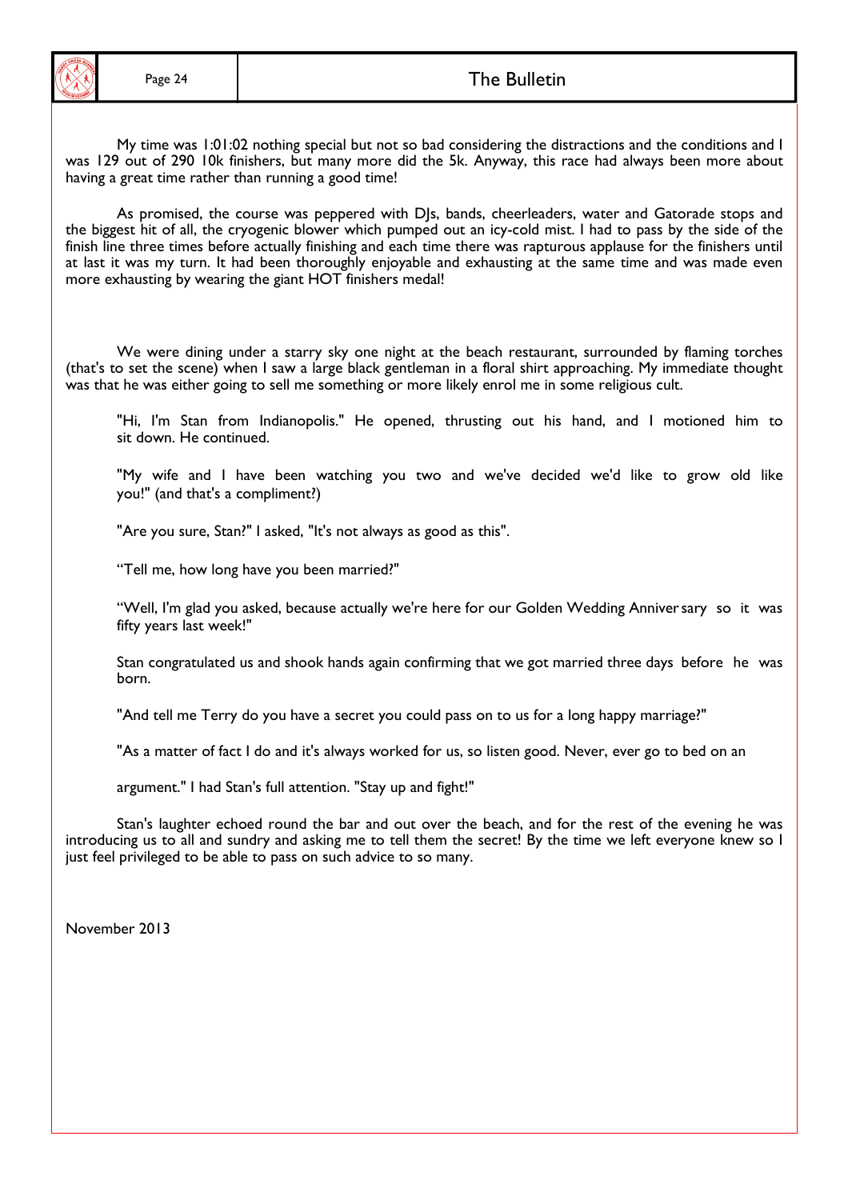My time was 1:01:02 nothing special but not so bad considering the distractions and the conditions and I was 129 out of 290 10k finishers, but many more did the 5k. Anyway, this race had always been more about having a great time rather than running a good time!

As promised, the course was peppered with DJs, bands, cheerleaders, water and Gatorade stops and the biggest hit of all, the cryogenic blower which pumped out an icy-cold mist. I had to pass by the side of the finish line three times before actually finishing and each time there was rapturous applause for the finishers until at last it was my turn. It had been thoroughly enjoyable and exhausting at the same time and was made even more exhausting by wearing the giant HOT finishers medal!

We were dining under a starry sky one night at the beach restaurant, surrounded by flaming torches (that's to set the scene) when I saw a large black gentleman in a floral shirt approaching. My immediate thought was that he was either going to sell me something or more likely enrol me in some religious cult.

"Hi, I'm Stan from Indianopolis." He opened, thrusting out his hand, and I motioned him to sit down. He continued.

"My wife and I have been watching you two and we've decided we'd like to grow old like you!" (and that's a compliment?)

"Are you sure, Stan?" I asked, "It's not always as good as this".

"Tell me, how long have you been married?"

"Well, I'm glad you asked, because actually we're here for our Golden Wedding Anniversary so it was fifty years last week!"

Stan congratulated us and shook hands again confirming that we got married three days before he was born.

"And tell me Terry do you have a secret you could pass on to us for a long happy marriage?"

"As a matter of fact I do and it's always worked for us, so listen good. Never, ever go to bed on an

argument." I had Stan's full attention. "Stay up and fight!"

Stan's laughter echoed round the bar and out over the beach, and for the rest of the evening he was introducing us to all and sundry and asking me to tell them the secret! By the time we left everyone knew so I just feel privileged to be able to pass on such advice to so many.

November 2013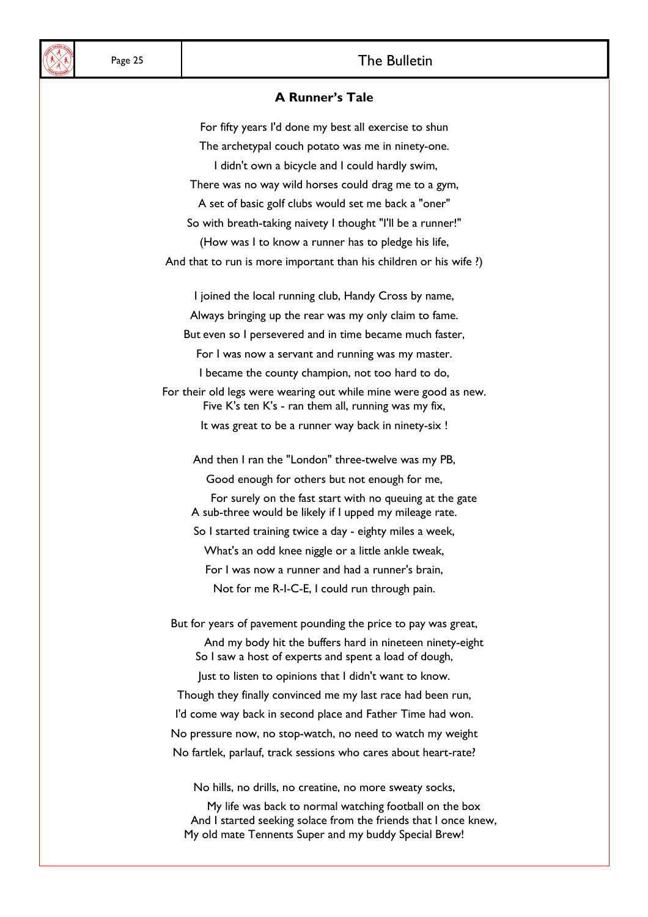## A Runner's Tale

For fifty years I'd done my best all exercise to shun  
The archetypal couch potato was me in ninety-one.  
I didn't own a bicycle and I could hardly swim,  
There was no way wild horses could drag me to a gym,  
A set of basic golf clubs would set me back a "oner"  
So with breath-taking naivety I thought "I'll be a runner!"  
(How was I to know a runner has to pledge his life,  
And that to run is more important than his children or his wife ?)

I joined the local running club, Handy Cross by name,  
Always bringing up the rear was my only claim to fame.  
But even so I persevered and in time became much faster,  
For I was now a servant and running was my master.  
I became the county champion, not too hard to do,  
For their old legs were wearing out while mine were good as new.  
Five K's ten K's - ran them all, running was my fix,  
It was great to be a runner way back in ninety-six !

And then I ran the "London" three-twelve was my PB,  
Good enough for others but not enough for me,  
For surely on the fast start with no queuing at the gate  
A sub-three would be likely if I upped my mileage rate.  
So I started training twice a day - eighty miles a week,  
What's an odd knee niggle or a little ankle tweak,  
For I was now a runner and had a runner's brain,  
Not for me R-I-C-E, I could run through pain.

But for years of pavement pounding the price to pay was great,  
And my body hit the buffers hard in nineteen ninety-eight  
So I saw a host of experts and spent a load of dough,  
Just to listen to opinions that I didn't want to know.  
Though they finally convinced me my last race had been run,  
I'd come way back in second place and Father Time had won.  
No pressure now, no stop-watch, no need to watch my weight  
No fartlek, parlauf, track sessions who cares about heart-rate?

No hills, no drills, no creatine, no more sweaty socks,  
My life was back to normal watching football on the box  
And I started seeking solace from the friends that I once knew,  
My old mate Tennents Super and my buddy Special Brew!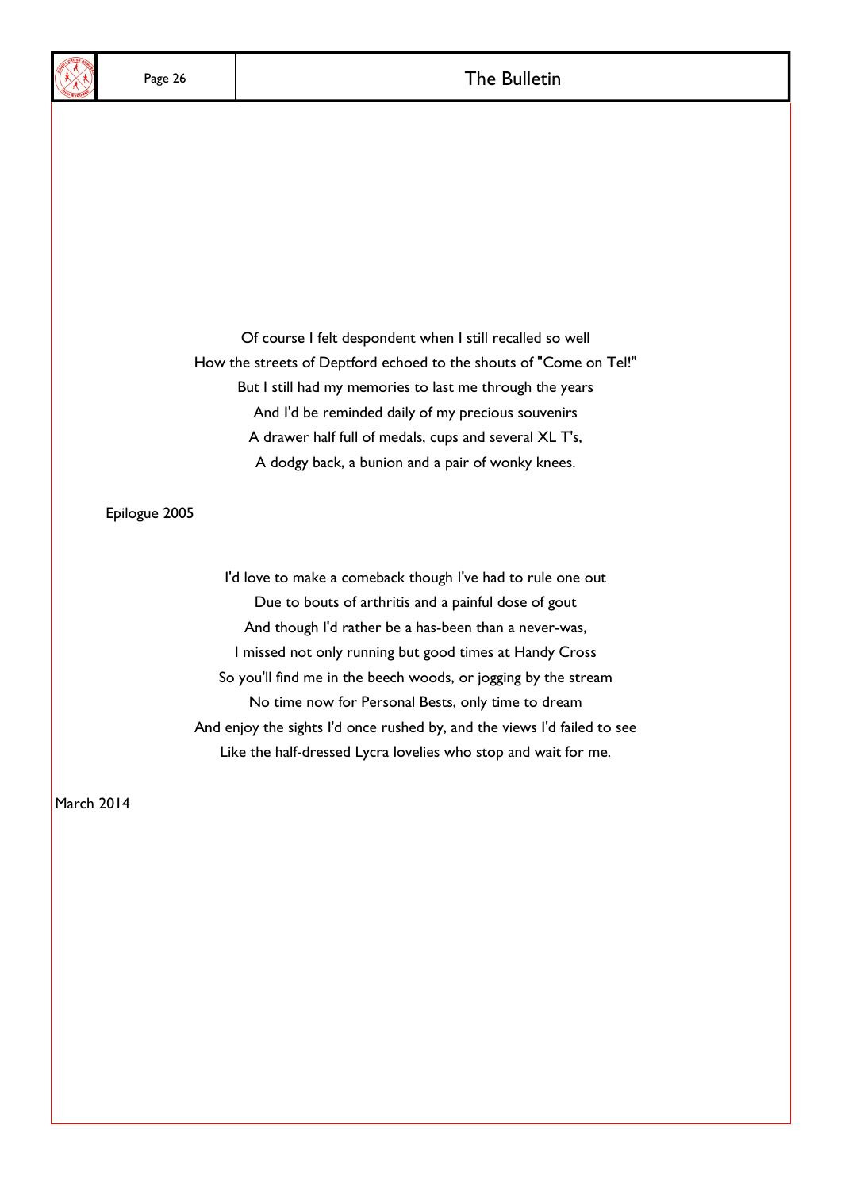Of course I felt despondent when I still recalled so well
How the streets of Deptford echoed to the shouts of "Come on Tel!"
But I still had my memories to last me through the years
And I'd be reminded daily of my precious souvenirs
A drawer half full of medals, cups and several XL T's,
A dodgy back, a bunion and a pair of wonky knees.

Epilogue 2005

I'd love to make a comeback though I've had to rule one out
Due to bouts of arthritis and a painful dose of gout
And though I'd rather be a has-been than a never-was,
I missed not only running but good times at Handy Cross
So you'll find me in the beech woods, or jogging by the stream
No time now for Personal Bests, only time to dream
And enjoy the sights I'd once rushed by, and the views I'd failed to see
Like the half-dressed Lycra lovelies who stop and wait for me.

March 2014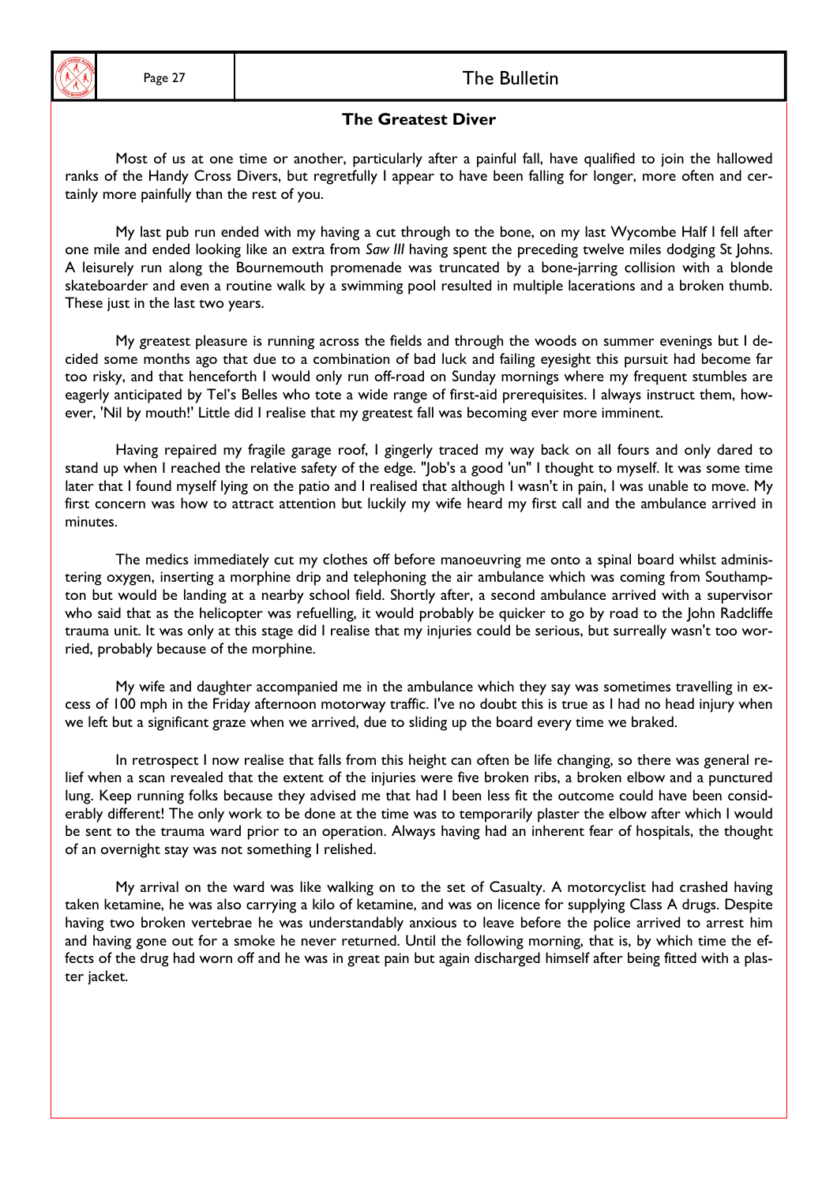## The Greatest Diver

Most of us at one time or another, particularly after a painful fall, have qualified to join the hallowed ranks of the Handy Cross Divers, but regretfully I appear to have been falling for longer, more often and certainly more painfully than the rest of you.

My last pub run ended with my having a cut through to the bone, on my last Wycombe Half I fell after one mile and ended looking like an extra from *Saw III* having spent the preceding twelve miles dodging St Johns. A leisurely run along the Bournemouth promenade was truncated by a bone-jarring collision with a blonde skateboarder and even a routine walk by a swimming pool resulted in multiple lacerations and a broken thumb. These just in the last two years.

My greatest pleasure is running across the fields and through the woods on summer evenings but I decided some months ago that due to a combination of bad luck and failing eyesight this pursuit had become far too risky, and that henceforth I would only run off-road on Sunday mornings where my frequent stumbles are eagerly anticipated by Tel's Belles who tote a wide range of first-aid prerequisites. I always instruct them, however, 'Nil by mouth!' Little did I realise that my greatest fall was becoming ever more imminent.

Having repaired my fragile garage roof, I gingerly traced my way back on all fours and only dared to stand up when I reached the relative safety of the edge. "Job's a good 'un" I thought to myself. It was some time later that I found myself lying on the patio and I realised that although I wasn't in pain, I was unable to move. My first concern was how to attract attention but luckily my wife heard my first call and the ambulance arrived in minutes.

The medics immediately cut my clothes off before manoeuvring me onto a spinal board whilst administering oxygen, inserting a morphine drip and telephoning the air ambulance which was coming from Southampton but would be landing at a nearby school field. Shortly after, a second ambulance arrived with a supervisor who said that as the helicopter was refuelling, it would probably be quicker to go by road to the John Radcliffe trauma unit. It was only at this stage did I realise that my injuries could be serious, but surreally wasn't too worried, probably because of the morphine.

My wife and daughter accompanied me in the ambulance which they say was sometimes travelling in excess of 100 mph in the Friday afternoon motorway traffic. I've no doubt this is true as I had no head injury when we left but a significant graze when we arrived, due to sliding up the board every time we braked.

In retrospect I now realise that falls from this height can often be life changing, so there was general relief when a scan revealed that the extent of the injuries were five broken ribs, a broken elbow and a punctured lung. Keep running folks because they advised me that had I been less fit the outcome could have been considerably different! The only work to be done at the time was to temporarily plaster the elbow after which I would be sent to the trauma ward prior to an operation. Always having had an inherent fear of hospitals, the thought of an overnight stay was not something I relished.

My arrival on the ward was like walking on to the set of Casualty. A motorcyclist had crashed having taken ketamine, he was also carrying a kilo of ketamine, and was on licence for supplying Class A drugs. Despite having two broken vertebrae he was understandably anxious to leave before the police arrived to arrest him and having gone out for a smoke he never returned. Until the following morning, that is, by which time the effects of the drug had worn off and he was in great pain but again discharged himself after being fitted with a plaster jacket.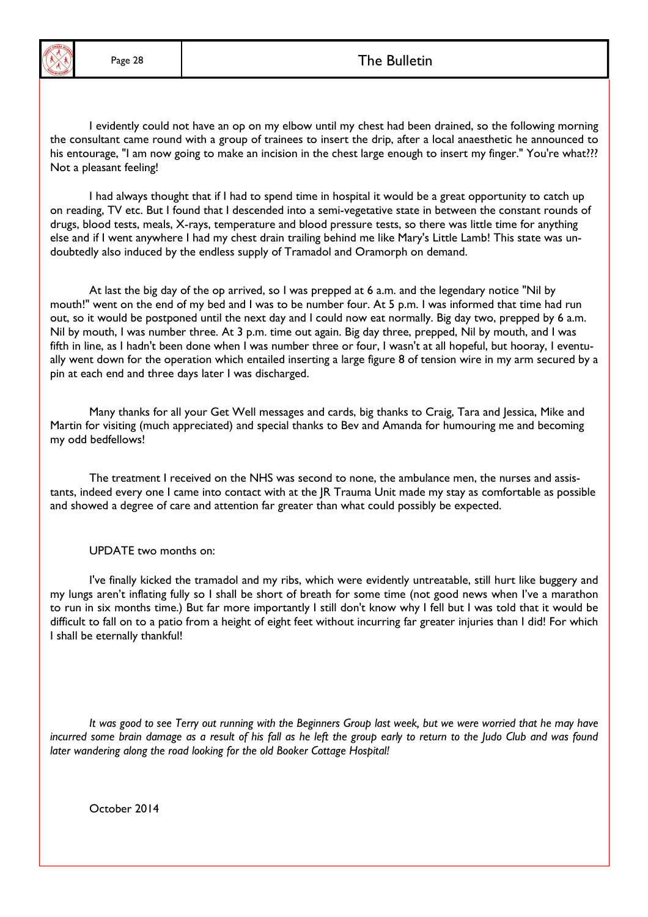I evidently could not have an op on my elbow until my chest had been drained, so the following morning the consultant came round with a group of trainees to insert the drip, after a local anaesthetic he announced to his entourage, "I am now going to make an incision in the chest large enough to insert my finger." You're what??? Not a pleasant feeling!

I had always thought that if I had to spend time in hospital it would be a great opportunity to catch up on reading, TV etc. But I found that I descended into a semi-vegetative state in between the constant rounds of drugs, blood tests, meals, X-rays, temperature and blood pressure tests, so there was little time for anything else and if I went anywhere I had my chest drain trailing behind me like Mary's Little Lamb! This state was undoubtedly also induced by the endless supply of Tramadol and Oramorph on demand.

At last the big day of the op arrived, so I was prepped at 6 a.m. and the legendary notice "Nil by mouth!" went on the end of my bed and I was to be number four. At 5 p.m. I was informed that time had run out, so it would be postponed until the next day and I could now eat normally. Big day two, prepped by 6 a.m. Nil by mouth, I was number three. At 3 p.m. time out again. Big day three, prepped, Nil by mouth, and I was fifth in line, as I hadn't been done when I was number three or four, I wasn't at all hopeful, but hooray, I eventually went down for the operation which entailed inserting a large figure 8 of tension wire in my arm secured by a pin at each end and three days later I was discharged.

Many thanks for all your Get Well messages and cards, big thanks to Craig, Tara and Jessica, Mike and Martin for visiting (much appreciated) and special thanks to Bev and Amanda for humouring me and becoming my odd bedfellows!

The treatment I received on the NHS was second to none, the ambulance men, the nurses and assistants, indeed every one I came into contact with at the JR Trauma Unit made my stay as comfortable as possible and showed a degree of care and attention far greater than what could possibly be expected.

UPDATE two months on:

I've finally kicked the tramadol and my ribs, which were evidently untreatable, still hurt like buggery and my lungs aren't inflating fully so I shall be short of breath for some time (not good news when I've a marathon to run in six months time.) But far more importantly I still don't know why I fell but I was told that it would be difficult to fall on to a patio from a height of eight feet without incurring far greater injuries than I did! For which I shall be eternally thankful!

*It was good to see Terry out running with the Beginners Group last week, but we were worried that he may have incurred some brain damage as a result of his fall as he left the group early to return to the Judo Club and was found later wandering along the road looking for the old Booker Cottage Hospital!*

October 2014